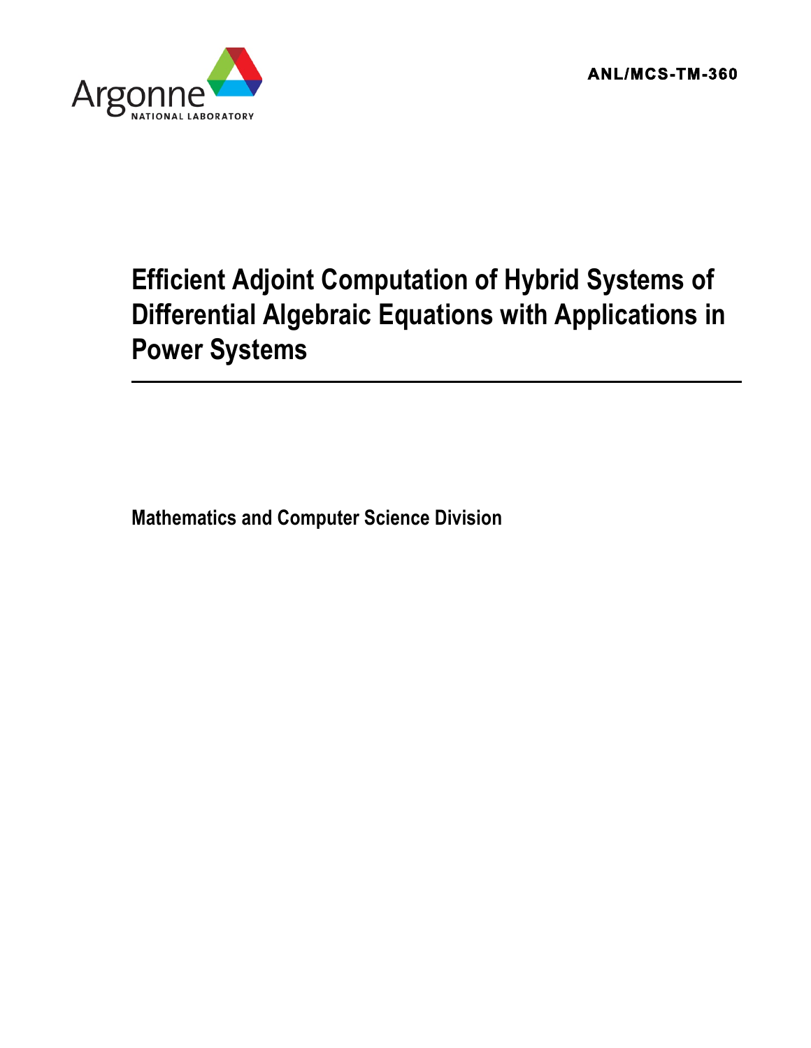ANL/MCS-TM-360

# Efficient Adjoint Computation of Hybrid Systems of Differential Algebraic Equations with Applications in Power Systems

**Mathematics and Computer Science Division**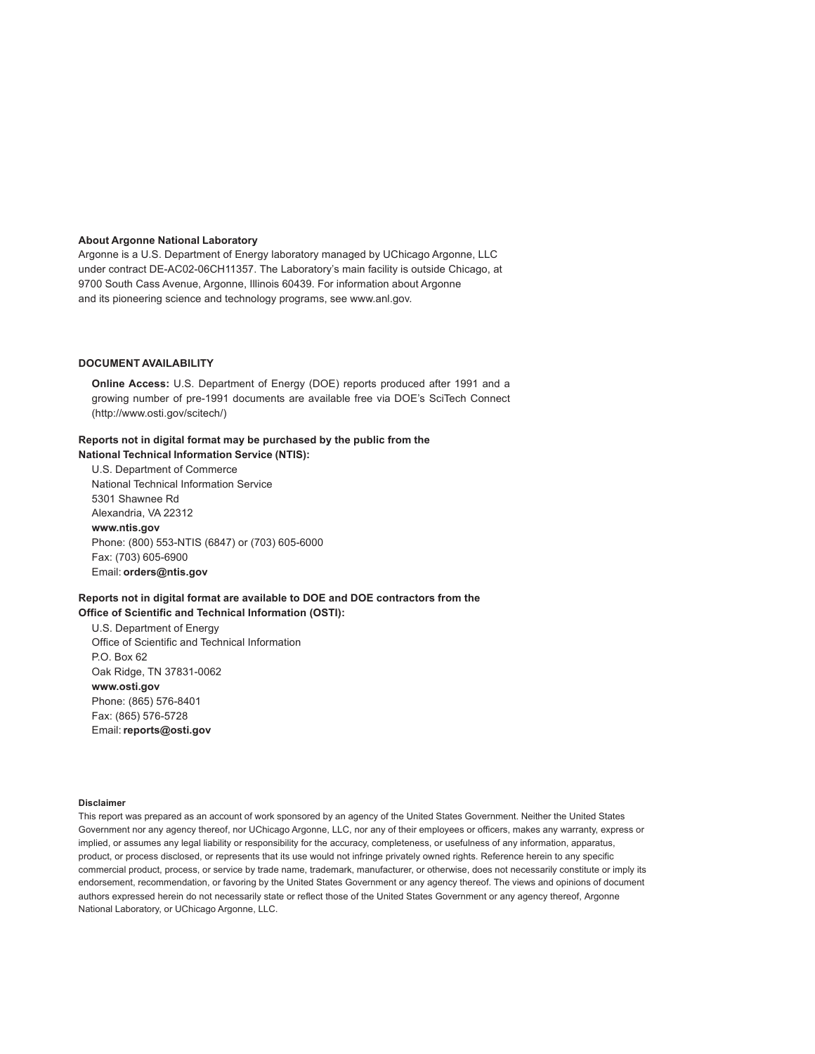**About Argonne National Laboratory**

Argonne is a U.S. Department of Energy laboratory managed by UChicago Argonne, LLC under contract DE-AC02-06CH11357. The Laboratory's main facility is outside Chicago, at 9700 South Cass Avenue, Argonne, Illinois 60439. For information about Argonne and its pioneering science and technology programs, see www.anl.gov.

**DOCUMENT AVAILABILITY**

**Online Access:** U.S. Department of Energy (DOE) reports produced after 1991 and a growing number of pre-1991 documents are available free via DOE's SciTech Connect (http://www.osti.gov/scitech/)

**Reports not in digital format may be purchased by the public from the National Technical Information Service (NTIS):**

U.S. Department of Commerce
National Technical Information Service
5301 Shawnee Rd
Alexandria, VA 22312
**www.ntis.gov**
Phone: (800) 553-NTIS (6847) or (703) 605-6000
Fax: (703) 605-6900
Email: **orders@ntis.gov**

**Reports not in digital format are available to DOE and DOE contractors from the Office of Scientific and Technical Information (OSTI):**

U.S. Department of Energy
Office of Scientific and Technical Information
P.O. Box 62
Oak Ridge, TN 37831-0062
**www.osti.gov**
Phone: (865) 576-8401
Fax: (865) 576-5728
Email: **reports@osti.gov**

**Disclaimer**

This report was prepared as an account of work sponsored by an agency of the United States Government. Neither the United States Government nor any agency thereof, nor UChicago Argonne, LLC, nor any of their employees or officers, makes any warranty, express or implied, or assumes any legal liability or responsibility for the accuracy, completeness, or usefulness of any information, apparatus, product, or process disclosed, or represents that its use would not infringe privately owned rights. Reference herein to any specific commercial product, process, or service by trade name, trademark, manufacturer, or otherwise, does not necessarily constitute or imply its endorsement, recommendation, or favoring by the United States Government or any agency thereof. The views and opinions of document authors expressed herein do not necessarily state or reflect those of the United States Government or any agency thereof, Argonne National Laboratory, or UChicago Argonne, LLC.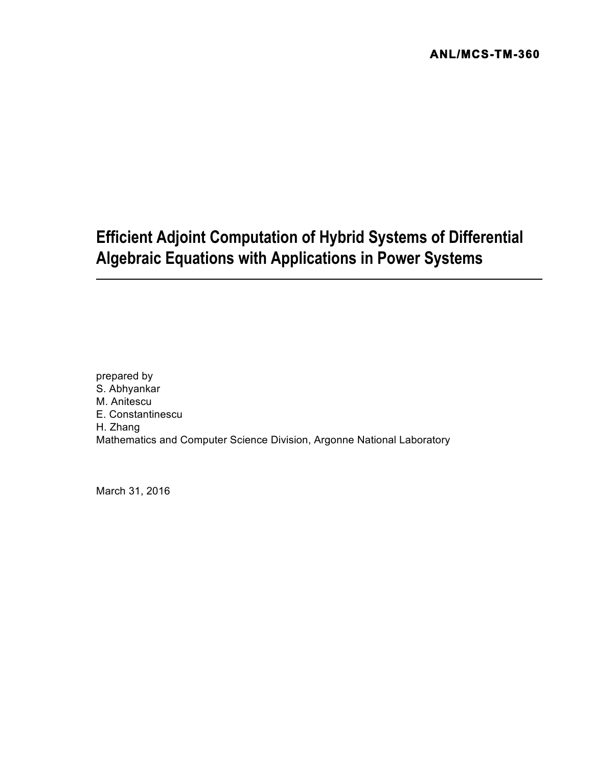**ANL/MCS-TM-360**

# Efficient Adjoint Computation of Hybrid Systems of Differential Algebraic Equations with Applications in Power Systems

---

prepared by  
S. Abhyankar  
M. Anitescu  
E. Constantinescu  
H. Zhang  
Mathematics and Computer Science Division, Argonne National Laboratory

March 31, 2016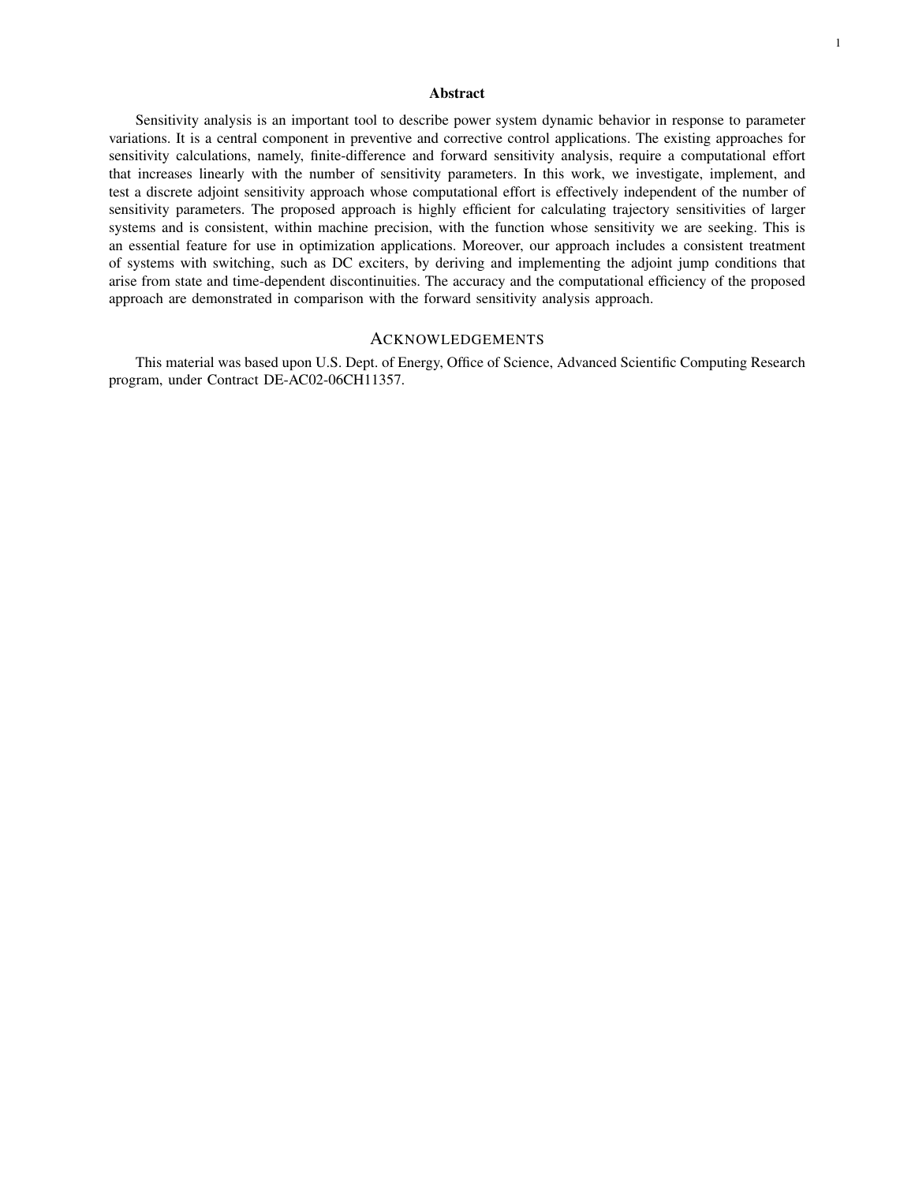## Abstract

Sensitivity analysis is an important tool to describe power system dynamic behavior in response to parameter variations. It is a central component in preventive and corrective control applications. The existing approaches for sensitivity calculations, namely, finite-difference and forward sensitivity analysis, require a computational effort that increases linearly with the number of sensitivity parameters. In this work, we investigate, implement, and test a discrete adjoint sensitivity approach whose computational effort is effectively independent of the number of sensitivity parameters. The proposed approach is highly efficient for calculating trajectory sensitivities of larger systems and is consistent, within machine precision, with the function whose sensitivity we are seeking. This is an essential feature for use in optimization applications. Moreover, our approach includes a consistent treatment of systems with switching, such as DC exciters, by deriving and implementing the adjoint jump conditions that arise from state and time-dependent discontinuities. The accuracy and the computational efficiency of the proposed approach are demonstrated in comparison with the forward sensitivity analysis approach.

## Acknowledgements

This material was based upon U.S. Dept. of Energy, Office of Science, Advanced Scientific Computing Research program, under Contract DE-AC02-06CH11357.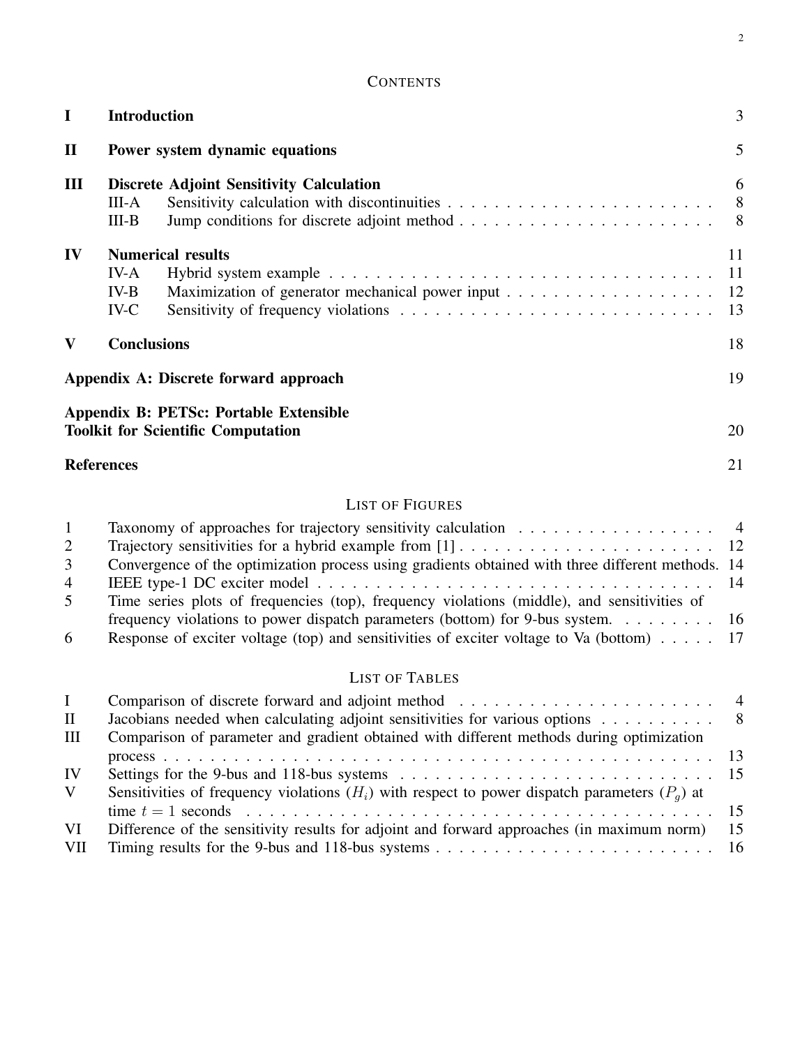# CONTENTS

| | | |
|---|---|---|
| **I** | **Introduction** | 3 |
| **II** | **Power system dynamic equations** | 5 |
| **III** | **Discrete Adjoint Sensitivity Calculation** | 6 |
| III-A | Sensitivity calculation with discontinuities | 8 |
| III-B | Jump conditions for discrete adjoint method | 8 |
| **IV** | **Numerical results** | 11 |
| IV-A | Hybrid system example | 11 |
| IV-B | Maximization of generator mechanical power input | 12 |
| IV-C | Sensitivity of frequency violations | 13 |
| **V** | **Conclusions** | 18 |
| | **Appendix A: Discrete forward approach** | 19 |
| | **Appendix B: PETSc: Portable Extensible Toolkit for Scientific Computation** | 20 |
| | **References** | 21 |

# LIST OF FIGURES

| | | |
|---|---|---|
| 1 | Taxonomy of approaches for trajectory sensitivity calculation | 4 |
| 2 | Trajectory sensitivities for a hybrid example from [1] | 12 |
| 3 | Convergence of the optimization process using gradients obtained with three different methods. | 14 |
| 4 | IEEE type-1 DC exciter model | 14 |
| 5 | Time series plots of frequencies (top), frequency violations (middle), and sensitivities of frequency violations to power dispatch parameters (bottom) for 9-bus system. | 16 |
| 6 | Response of exciter voltage (top) and sensitivities of exciter voltage to Va (bottom) | 17 |

# LIST OF TABLES

| | | |
|---|---|---|
| I | Comparison of discrete forward and adjoint method | 4 |
| II | Jacobians needed when calculating adjoint sensitivities for various options | 8 |
| III | Comparison of parameter and gradient obtained with different methods during optimization process | 13 |
| IV | Settings for the 9-bus and 118-bus systems | 15 |
| V | Sensitivities of frequency violations ($H_i$) with respect to power dispatch parameters ($P_g$) at time $t = 1$ seconds | 15 |
| VI | Difference of the sensitivity results for adjoint and forward approaches (in maximum norm) | 15 |
| VII | Timing results for the 9-bus and 118-bus systems | 16 |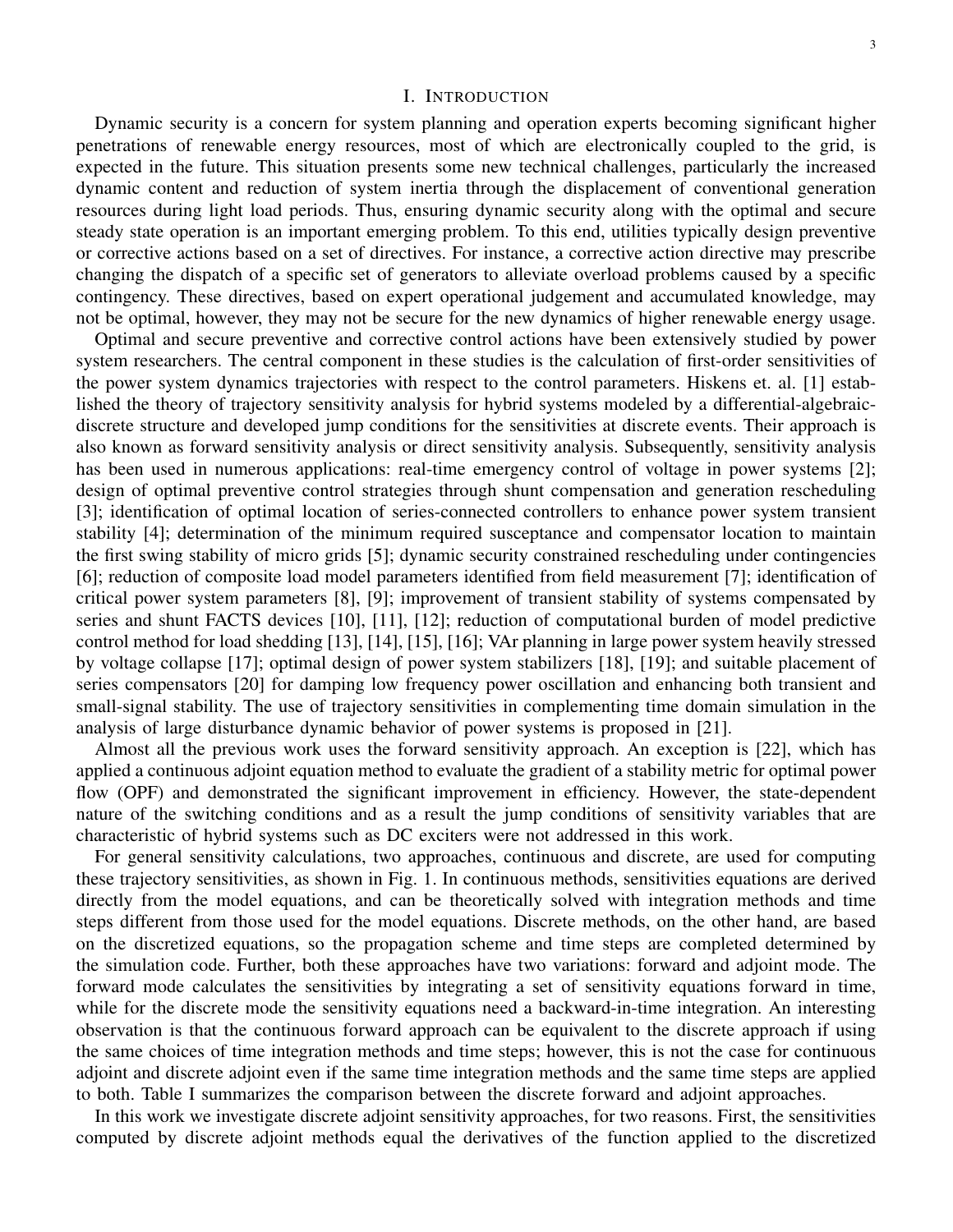# I. Introduction

Dynamic security is a concern for system planning and operation experts becoming significant higher penetrations of renewable energy resources, most of which are electronically coupled to the grid, is expected in the future. This situation presents some new technical challenges, particularly the increased dynamic content and reduction of system inertia through the displacement of conventional generation resources during light load periods. Thus, ensuring dynamic security along with the optimal and secure steady state operation is an important emerging problem. To this end, utilities typically design preventive or corrective actions based on a set of directives. For instance, a corrective action directive may prescribe changing the dispatch of a specific set of generators to alleviate overload problems caused by a specific contingency. These directives, based on expert operational judgement and accumulated knowledge, may not be optimal, however, they may not be secure for the new dynamics of higher renewable energy usage.

Optimal and secure preventive and corrective control actions have been extensively studied by power system researchers. The central component in these studies is the calculation of first-order sensitivities of the power system dynamics trajectories with respect to the control parameters. Hiskens et. al. [1] established the theory of trajectory sensitivity analysis for hybrid systems modeled by a differential-algebraic-discrete structure and developed jump conditions for the sensitivities at discrete events. Their approach is also known as forward sensitivity analysis or direct sensitivity analysis. Subsequently, sensitivity analysis has been used in numerous applications: real-time emergency control of voltage in power systems [2]; design of optimal preventive control strategies through shunt compensation and generation rescheduling [3]; identification of optimal location of series-connected controllers to enhance power system transient stability [4]; determination of the minimum required susceptance and compensator location to maintain the first swing stability of micro grids [5]; dynamic security constrained rescheduling under contingencies [6]; reduction of composite load model parameters identified from field measurement [7]; identification of critical power system parameters [8], [9]; improvement of transient stability of systems compensated by series and shunt FACTS devices [10], [11], [12]; reduction of computational burden of model predictive control method for load shedding [13], [14], [15], [16]; VAr planning in large power system heavily stressed by voltage collapse [17]; optimal design of power system stabilizers [18], [19]; and suitable placement of series compensators [20] for damping low frequency power oscillation and enhancing both transient and small-signal stability. The use of trajectory sensitivities in complementing time domain simulation in the analysis of large disturbance dynamic behavior of power systems is proposed in [21].

Almost all the previous work uses the forward sensitivity approach. An exception is [22], which has applied a continuous adjoint equation method to evaluate the gradient of a stability metric for optimal power flow (OPF) and demonstrated the significant improvement in efficiency. However, the state-dependent nature of the switching conditions and as a result the jump conditions of sensitivity variables that are characteristic of hybrid systems such as DC exciters were not addressed in this work.

For general sensitivity calculations, two approaches, continuous and discrete, are used for computing these trajectory sensitivities, as shown in Fig. 1. In continuous methods, sensitivities equations are derived directly from the model equations, and can be theoretically solved with integration methods and time steps different from those used for the model equations. Discrete methods, on the other hand, are based on the discretized equations, so the propagation scheme and time steps are completed determined by the simulation code. Further, both these approaches have two variations: forward and adjoint mode. The forward mode calculates the sensitivities by integrating a set of sensitivity equations forward in time, while for the discrete mode the sensitivity equations need a backward-in-time integration. An interesting observation is that the continuous forward approach can be equivalent to the discrete approach if using the same choices of time integration methods and time steps; however, this is not the case for continuous adjoint and discrete adjoint even if the same time integration methods and the same time steps are applied to both. Table I summarizes the comparison between the discrete forward and adjoint approaches.

In this work we investigate discrete adjoint sensitivity approaches, for two reasons. First, the sensitivities computed by discrete adjoint methods equal the derivatives of the function applied to the discretized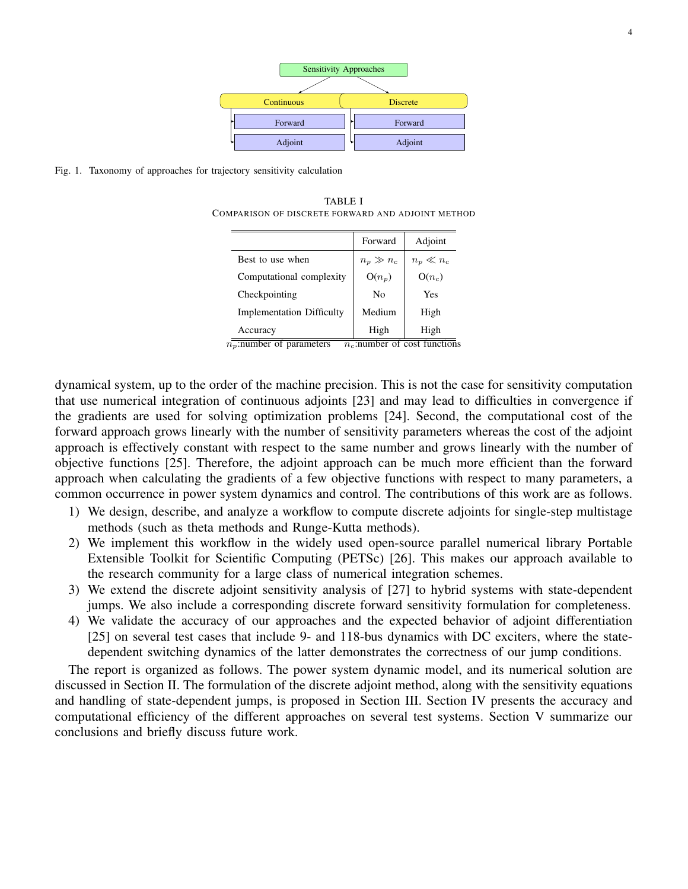Fig. 1. Taxonomy of approaches for trajectory sensitivity calculation

TABLE I
COMPARISON OF DISCRETE FORWARD AND ADJOINT METHOD

| | Forward | Adjoint |
|---|---|---|
| Best to use when | $n_p \gg n_c$ | $n_p \ll n_c$ |
| Computational complexity | $O(n_p)$ | $O(n_c)$ |
| Checkpointing | No | Yes |
| Implementation Difficulty | Medium | High |
| Accuracy | High | High |

$n_p$:number of parameters $n_c$:number of cost functions

dynamical system, up to the order of the machine precision. This is not the case for sensitivity computation that use numerical integration of continuous adjoints [23] and may lead to difficulties in convergence if the gradients are used for solving optimization problems [24]. Second, the computational cost of the forward approach grows linearly with the number of sensitivity parameters whereas the cost of the adjoint approach is effectively constant with respect to the same number and grows linearly with the number of objective functions [25]. Therefore, the adjoint approach can be much more efficient than the forward approach when calculating the gradients of a few objective functions with respect to many parameters, a common occurrence in power system dynamics and control. The contributions of this work are as follows.

1) We design, describe, and analyze a workflow to compute discrete adjoints for single-step multistage methods (such as theta methods and Runge-Kutta methods).
2) We implement this workflow in the widely used open-source parallel numerical library Portable Extensible Toolkit for Scientific Computing (PETSc) [26]. This makes our approach available to the research community for a large class of numerical integration schemes.
3) We extend the discrete adjoint sensitivity analysis of [27] to hybrid systems with state-dependent jumps. We also include a corresponding discrete forward sensitivity formulation for completeness.
4) We validate the accuracy of our approaches and the expected behavior of adjoint differentiation [25] on several test cases that include 9- and 118-bus dynamics with DC exciters, where the state-dependent switching dynamics of the latter demonstrates the correctness of our jump conditions.

The report is organized as follows. The power system dynamic model, and its numerical solution are discussed in Section II. The formulation of the discrete adjoint method, along with the sensitivity equations and handling of state-dependent jumps, is proposed in Section III. Section IV presents the accuracy and computational efficiency of the different approaches on several test systems. Section V summarize our conclusions and briefly discuss future work.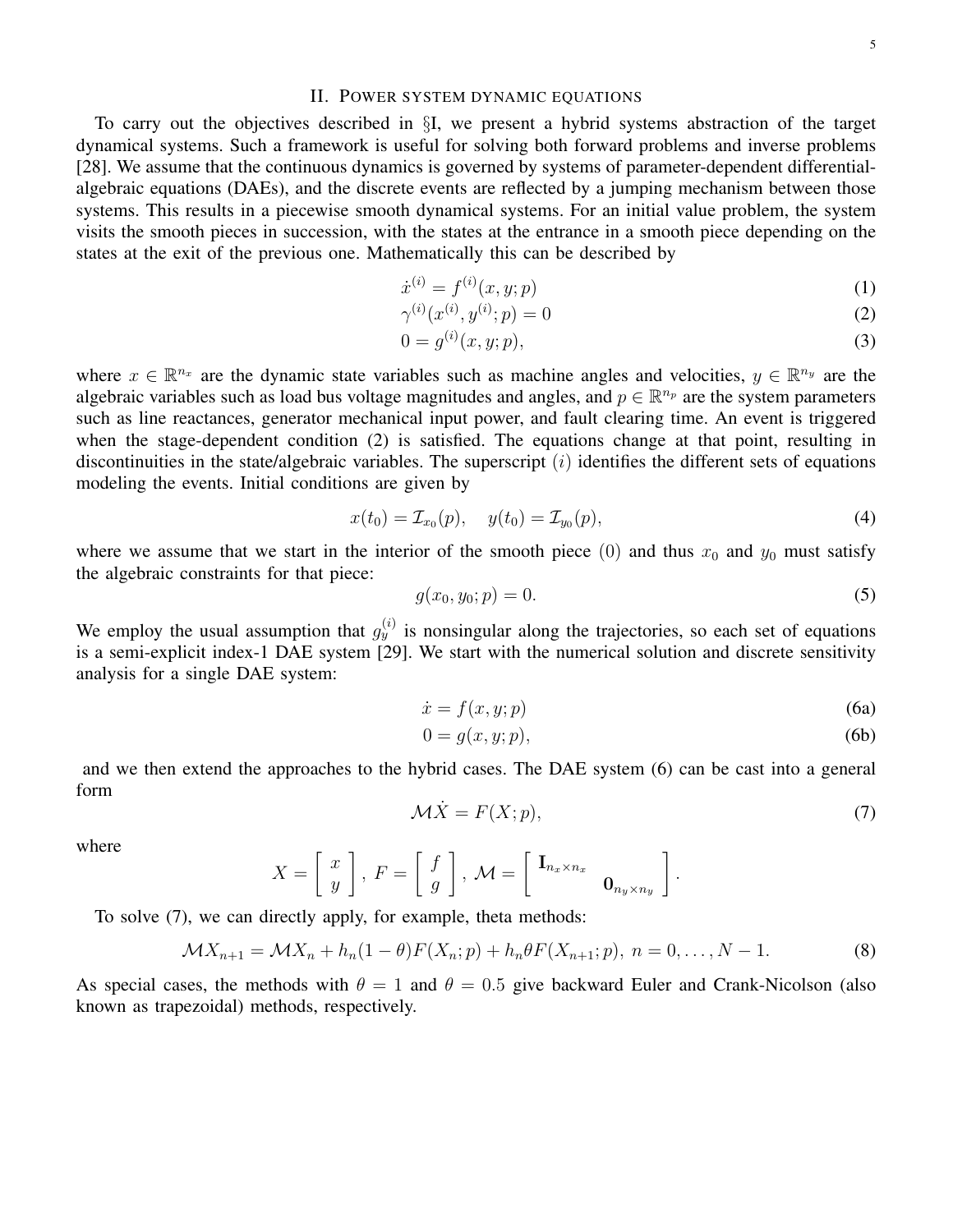## II. POWER SYSTEM DYNAMIC EQUATIONS

To carry out the objectives described in §I, we present a hybrid systems abstraction of the target dynamical systems. Such a framework is useful for solving both forward problems and inverse problems [28]. We assume that the continuous dynamics is governed by systems of parameter-dependent differential-algebraic equations (DAEs), and the discrete events are reflected by a jumping mechanism between those systems. This results in a piecewise smooth dynamical systems. For an initial value problem, the system visits the smooth pieces in succession, with the states at the entrance in a smooth piece depending on the states at the exit of the previous one. Mathematically this can be described by

$$\dot{x}^{(i)} = f^{(i)}(x, y; p) \tag{1}$$

$$\gamma^{(i)}(x^{(i)}, y^{(i)}; p) = 0 \tag{2}$$

$$0 = g^{(i)}(x, y; p), \tag{3}$$

where $x \in \mathbb{R}^{n_x}$ are the dynamic state variables such as machine angles and velocities, $y \in \mathbb{R}^{n_y}$ are the algebraic variables such as load bus voltage magnitudes and angles, and $p \in \mathbb{R}^{n_p}$ are the system parameters such as line reactances, generator mechanical input power, and fault clearing time. An event is triggered when the stage-dependent condition (2) is satisfied. The equations change at that point, resulting in discontinuities in the state/algebraic variables. The superscript $(i)$ identifies the different sets of equations modeling the events. Initial conditions are given by

$$x(t_0) = \mathcal{I}_{x_0}(p), \quad y(t_0) = \mathcal{I}_{y_0}(p), \tag{4}$$

where we assume that we start in the interior of the smooth piece $(0)$ and thus $x_0$ and $y_0$ must satisfy the algebraic constraints for that piece:

$$g(x_0, y_0; p) = 0. \tag{5}$$

We employ the usual assumption that $g_y^{(i)}$ is nonsingular along the trajectories, so each set of equations is a semi-explicit index-1 DAE system [29]. We start with the numerical solution and discrete sensitivity analysis for a single DAE system:

$$\dot{x} = f(x, y; p) \tag{6a}$$

$$0 = g(x, y; p), \tag{6b}$$

and we then extend the approaches to the hybrid cases. The DAE system (6) can be cast into a general form

$$\mathcal{M}\dot{X} = F(X; p), \tag{7}$$

where

$$X = \begin{bmatrix} x \\ y \end{bmatrix}, \; F = \begin{bmatrix} f \\ g \end{bmatrix}, \; \mathcal{M} = \begin{bmatrix} \mathbf{I}_{n_x \times n_x} & \\ & \mathbf{0}_{n_y \times n_y} \end{bmatrix}.$$

To solve (7), we can directly apply, for example, theta methods:

$$\mathcal{M}X_{n+1} = \mathcal{M}X_n + h_n(1-\theta)F(X_n; p) + h_n\theta F(X_{n+1}; p), \; n = 0, \dots, N-1. \tag{8}$$

As special cases, the methods with $\theta = 1$ and $\theta = 0.5$ give backward Euler and Crank-Nicolson (also known as trapezoidal) methods, respectively.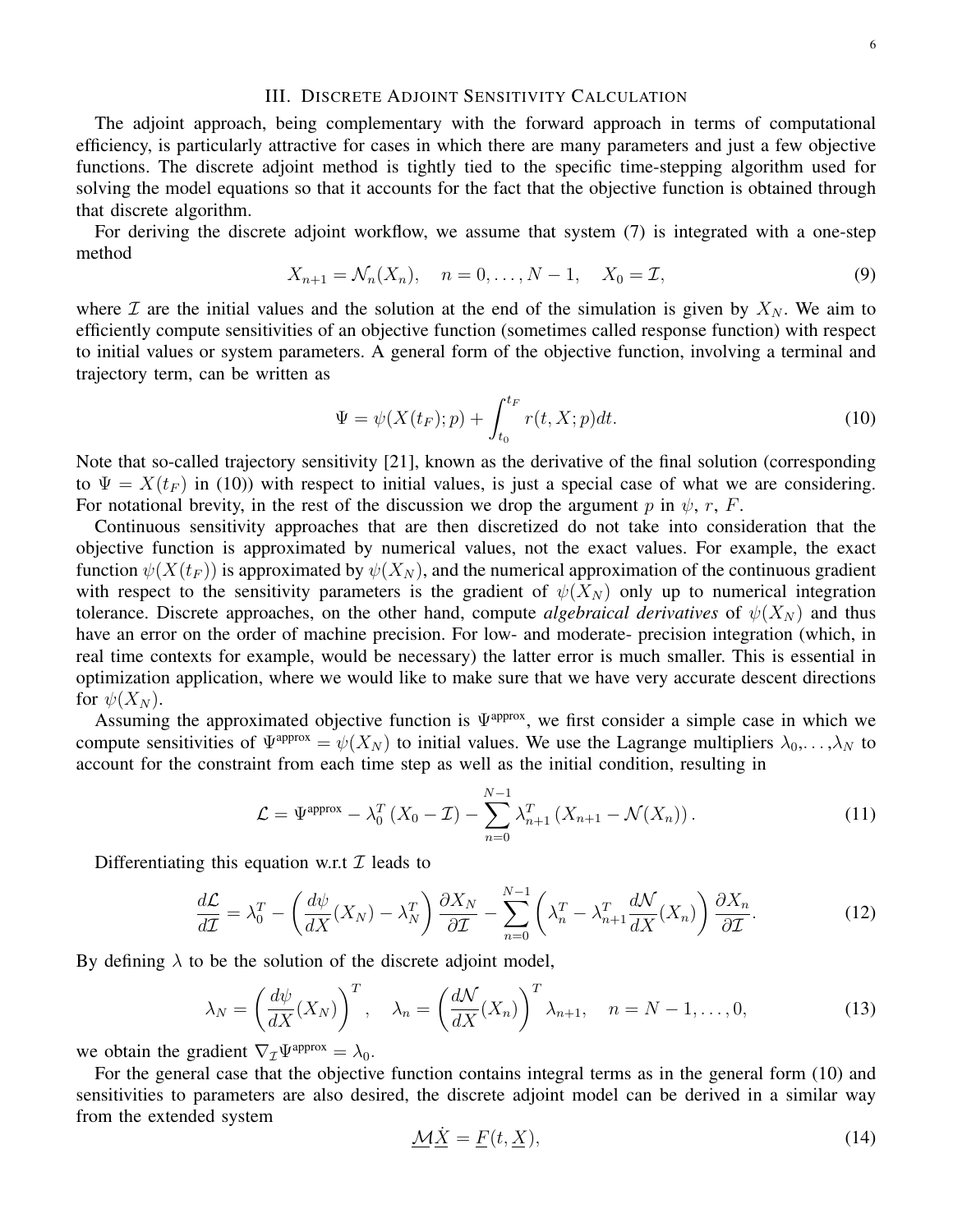## III. Discrete Adjoint Sensitivity Calculation

The adjoint approach, being complementary with the forward approach in terms of computational efficiency, is particularly attractive for cases in which there are many parameters and just a few objective functions. The discrete adjoint method is tightly tied to the specific time-stepping algorithm used for solving the model equations so that it accounts for the fact that the objective function is obtained through that discrete algorithm.

For deriving the discrete adjoint workflow, we assume that system (7) is integrated with a one-step method

$$X_{n+1} = \mathcal{N}_n(X_n), \quad n = 0, \ldots, N-1, \quad X_0 = \mathcal{I}, \tag{9}$$

where $\mathcal{I}$ are the initial values and the solution at the end of the simulation is given by $X_N$. We aim to efficiently compute sensitivities of an objective function (sometimes called response function) with respect to initial values or system parameters. A general form of the objective function, involving a terminal and trajectory term, can be written as

$$\Psi = \psi(X(t_F); p) + \int_{t_0}^{t_F} r(t, X; p) dt. \tag{10}$$

Note that so-called trajectory sensitivity [21], known as the derivative of the final solution (corresponding to $\Psi = X(t_F)$ in (10)) with respect to initial values, is just a special case of what we are considering. For notational brevity, in the rest of the discussion we drop the argument $p$ in $\psi$, $r$, $F$.

Continuous sensitivity approaches that are then discretized do not take into consideration that the objective function is approximated by numerical values, not the exact values. For example, the exact function $\psi(X(t_F))$ is approximated by $\psi(X_N)$, and the numerical approximation of the continuous gradient with respect to the sensitivity parameters is the gradient of $\psi(X_N)$ only up to numerical integration tolerance. Discrete approaches, on the other hand, compute *algebraical derivatives* of $\psi(X_N)$ and thus have an error on the order of machine precision. For low- and moderate- precision integration (which, in real time contexts for example, would be necessary) the latter error is much smaller. This is essential in optimization application, where we would like to make sure that we have very accurate descent directions for $\psi(X_N)$.

Assuming the approximated objective function is $\Psi^{\text{approx}}$, we first consider a simple case in which we compute sensitivities of $\Psi^{\text{approx}} = \psi(X_N)$ to initial values. We use the Lagrange multipliers $\lambda_0, \ldots, \lambda_N$ to account for the constraint from each time step as well as the initial condition, resulting in

$$\mathcal{L} = \Psi^{\text{approx}} - \lambda_0^T (X_0 - \mathcal{I}) - \sum_{n=0}^{N-1} \lambda_{n+1}^T (X_{n+1} - \mathcal{N}(X_n)). \tag{11}$$

Differentiating this equation w.r.t $\mathcal{I}$ leads to

$$\frac{d\mathcal{L}}{d\mathcal{I}} = \lambda_0^T - \left( \frac{d\psi}{dX}(X_N) - \lambda_N^T \right) \frac{\partial X_N}{\partial \mathcal{I}} - \sum_{n=0}^{N-1} \left( \lambda_n^T - \lambda_{n+1}^T \frac{d\mathcal{N}}{dX}(X_n) \right) \frac{\partial X_n}{\partial \mathcal{I}}. \tag{12}$$

By defining $\lambda$ to be the solution of the discrete adjoint model,

$$\lambda_N = \left( \frac{d\psi}{dX}(X_N) \right)^T, \quad \lambda_n = \left( \frac{d\mathcal{N}}{dX}(X_n) \right)^T \lambda_{n+1}, \quad n = N-1, \ldots, 0, \tag{13}$$

we obtain the gradient $\nabla_{\mathcal{I}} \Psi^{\text{approx}} = \lambda_0$.

For the general case that the objective function contains integral terms as in the general form (10) and sensitivities to parameters are also desired, the discrete adjoint model can be derived in a similar way from the extended system

$$\underline{\mathcal{M}} \dot{\underline{X}} = \underline{F}(t, \underline{X}), \tag{14}$$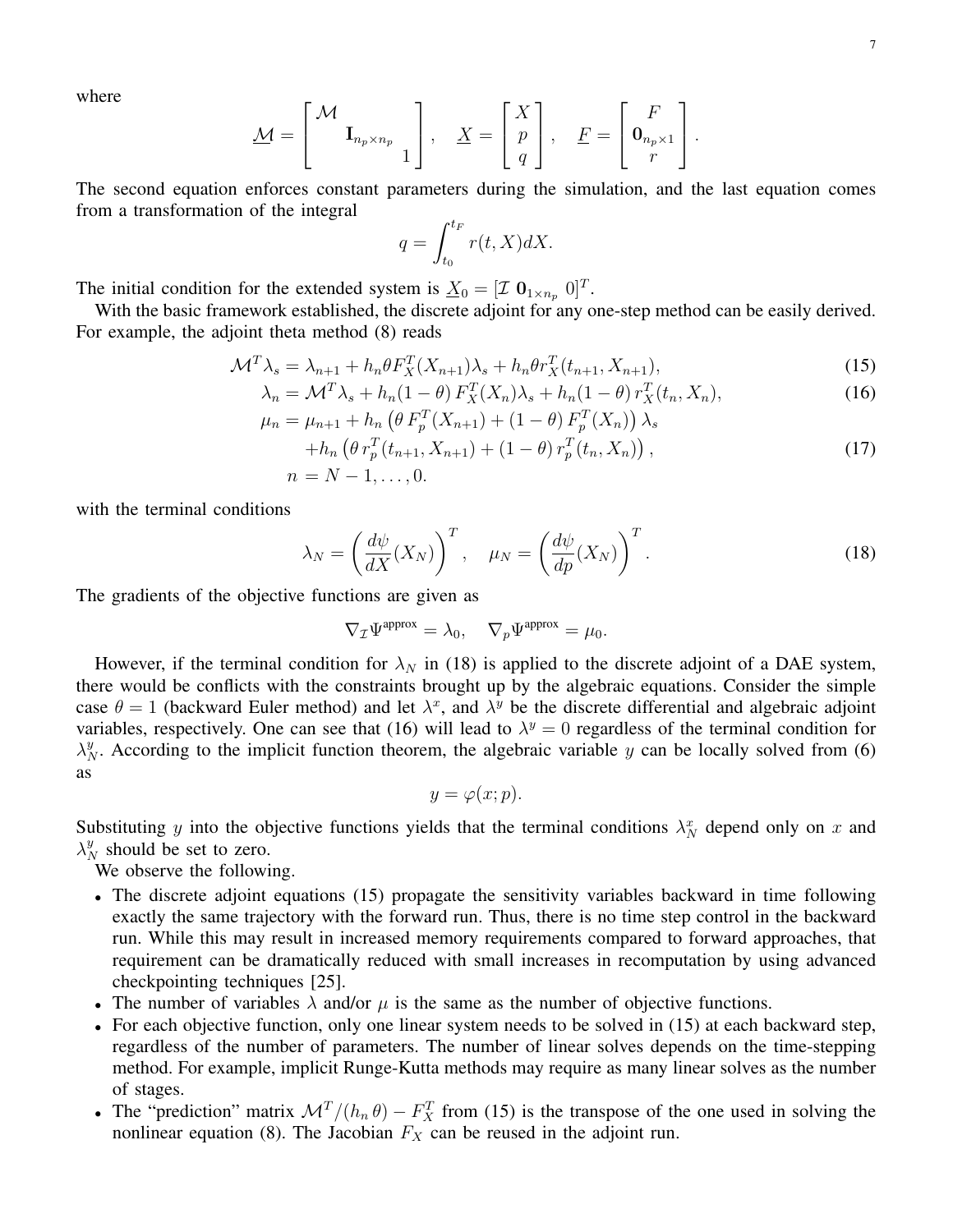where

$$
\underline{\mathcal{M}} = \begin{bmatrix} \mathcal{M} & & \\ & \mathbf{I}_{n_p \times n_p} & \\ & & 1 \end{bmatrix}, \quad \underline{X} = \begin{bmatrix} X \\ p \\ q \end{bmatrix}, \quad \underline{F} = \begin{bmatrix} F \\ \mathbf{0}_{n_p \times 1} \\ r \end{bmatrix}.
$$

The second equation enforces constant parameters during the simulation, and the last equation comes from a transformation of the integral

$$
q = \int_{t_0}^{t_F} r(t, X) dX.
$$

The initial condition for the extended system is $\underline{X}_0 = [\mathcal{I}\ \mathbf{0}_{1 \times n_p}\ 0]^T$.

With the basic framework established, the discrete adjoint for any one-step method can be easily derived. For example, the adjoint theta method (8) reads

$$
\mathcal{M}^T \lambda_s = \lambda_{n+1} + h_n \theta F_X^T(X_{n+1}) \lambda_s + h_n \theta r_X^T(t_{n+1}, X_{n+1}), \tag{15}
$$

$$
\lambda_n = \mathcal{M}^T \lambda_s + h_n (1-\theta)\, F_X^T(X_n) \lambda_s + h_n (1-\theta)\, r_X^T(t_n, X_n), \tag{16}
$$

$$
\begin{aligned}
\mu_n = \mu_{n+1} &+ h_n \left( \theta\, F_p^T(X_{n+1}) + (1-\theta)\, F_p^T(X_n) \right) \lambda_s \\
&+ h_n \left( \theta\, r_p^T(t_{n+1}, X_{n+1}) + (1-\theta)\, r_p^T(t_n, X_n) \right),
\end{aligned} \tag{17}
$$

$$
n = N-1, \ldots, 0.
$$

with the terminal conditions

$$
\lambda_N = \left( \frac{d\psi}{dX}(X_N) \right)^T, \quad \mu_N = \left( \frac{d\psi}{dp}(X_N) \right)^T. \tag{18}
$$

The gradients of the objective functions are given as

$$
\nabla_{\mathcal{I}} \Psi^{\text{approx}} = \lambda_0, \quad \nabla_p \Psi^{\text{approx}} = \mu_0.
$$

However, if the terminal condition for $\lambda_N$ in (18) is applied to the discrete adjoint of a DAE system, there would be conflicts with the constraints brought up by the algebraic equations. Consider the simple case $\theta = 1$ (backward Euler method) and let $\lambda^x$, and $\lambda^y$ be the discrete differential and algebraic adjoint variables, respectively. One can see that (16) will lead to $\lambda^y = 0$ regardless of the terminal condition for $\lambda_N^y$. According to the implicit function theorem, the algebraic variable $y$ can be locally solved from (6) as

$$
y = \varphi(x; p).
$$

Substituting $y$ into the objective functions yields that the terminal conditions $\lambda_N^x$ depend only on $x$ and $\lambda_N^y$ should be set to zero.

We observe the following.

- The discrete adjoint equations (15) propagate the sensitivity variables backward in time following exactly the same trajectory with the forward run. Thus, there is no time step control in the backward run. While this may result in increased memory requirements compared to forward approaches, that requirement can be dramatically reduced with small increases in recomputation by using advanced checkpointing techniques [25].
- The number of variables $\lambda$ and/or $\mu$ is the same as the number of objective functions.
- For each objective function, only one linear system needs to be solved in (15) at each backward step, regardless of the number of parameters. The number of linear solves depends on the time-stepping method. For example, implicit Runge-Kutta methods may require as many linear solves as the number of stages.
- The "prediction" matrix $\mathcal{M}^T/(h_n\,\theta) - F_X^T$ from (15) is the transpose of the one used in solving the nonlinear equation (8). The Jacobian $F_X$ can be reused in the adjoint run.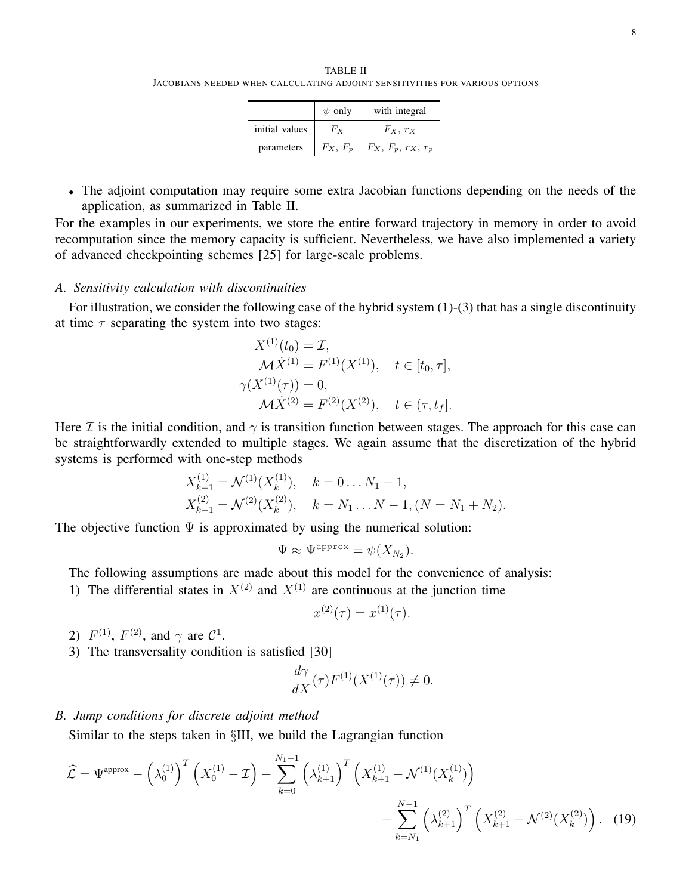TABLE II
JACOBIANS NEEDED WHEN CALCULATING ADJOINT SENSITIVITIES FOR VARIOUS OPTIONS

| | $\psi$ only | with integral |
|---|---|---|
| initial values | $F_X$ | $F_X$, $r_X$ |
| parameters | $F_X$, $F_p$ | $F_X$, $F_p$, $r_X$, $r_p$ |

- The adjoint computation may require some extra Jacobian functions depending on the needs of the application, as summarized in Table II.

For the examples in our experiments, we store the entire forward trajectory in memory in order to avoid recomputation since the memory capacity is sufficient. Nevertheless, we have also implemented a variety of advanced checkpointing schemes [25] for large-scale problems.

### A. Sensitivity calculation with discontinuities

For illustration, we consider the following case of the hybrid system (1)-(3) that has a single discontinuity at time $\tau$ separating the system into two stages:

$$
\begin{aligned}
X^{(1)}(t_0) &= \mathcal{I}, \\
\mathcal{M}\dot{X}^{(1)} &= F^{(1)}(X^{(1)}), \quad t \in [t_0, \tau], \\
\gamma(X^{(1)}(\tau)) &= 0, \\
\mathcal{M}\dot{X}^{(2)} &= F^{(2)}(X^{(2)}), \quad t \in (\tau, t_f].
\end{aligned}
$$

Here $\mathcal{I}$ is the initial condition, and $\gamma$ is transition function between stages. The approach for this case can be straightforwardly extended to multiple stages. We again assume that the discretization of the hybrid systems is performed with one-step methods

$$
\begin{aligned}
X_{k+1}^{(1)} &= \mathcal{N}^{(1)}(X_k^{(1)}), \quad k = 0 \ldots N_1 - 1, \\
X_{k+1}^{(2)} &= \mathcal{N}^{(2)}(X_k^{(2)}), \quad k = N_1 \ldots N-1, (N = N_1 + N_2).
\end{aligned}
$$

The objective function $\Psi$ is approximated by using the numerical solution:

$$
\Psi \approx \Psi^{\texttt{approx}} = \psi(X_{N_2}).
$$

The following assumptions are made about this model for the convenience of analysis:

1) The differential states in $X^{(2)}$ and $X^{(1)}$ are continuous at the junction time

$$
x^{(2)}(\tau) = x^{(1)}(\tau).
$$

2) $F^{(1)}$, $F^{(2)}$, and $\gamma$ are $\mathcal{C}^1$.

3) The transversality condition is satisfied [30]

$$
\frac{d\gamma}{dX}(\tau) F^{(1)}(X^{(1)}(\tau)) \neq 0.
$$

### B. Jump conditions for discrete adjoint method

Similar to the steps taken in §III, we build the Lagrangian function

$$
\widehat{\mathcal{L}} = \Psi^{\text{approx}} - \left(\lambda_0^{(1)}\right)^T \left(X_0^{(1)} - \mathcal{I}\right) - \sum_{k=0}^{N_1-1} \left(\lambda_{k+1}^{(1)}\right)^T \left(X_{k+1}^{(1)} - \mathcal{N}^{(1)}(X_k^{(1)})\right) - \sum_{k=N_1}^{N-1} \left(\lambda_{k+1}^{(2)}\right)^T \left(X_{k+1}^{(2)} - \mathcal{N}^{(2)}(X_k^{(2)})\right). \quad (19)
$$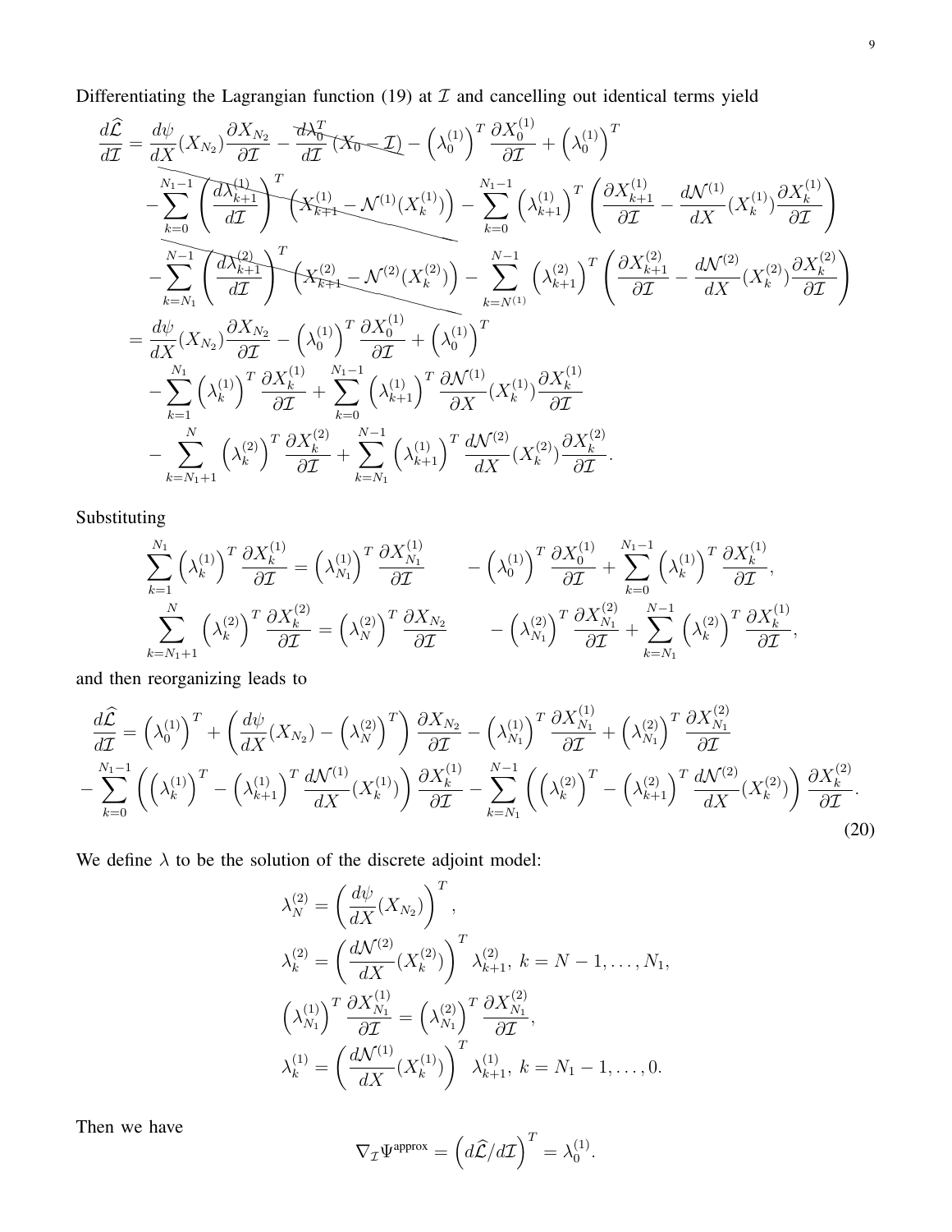Differentiating the Lagrangian function (19) at $\mathcal{I}$ and cancelling out identical terms yield

$$
\begin{aligned}
\frac{d\widehat{\mathcal{L}}}{d\mathcal{I}} &= \frac{d\psi}{dX}(X_{N_2})\frac{\partial X_{N_2}}{\partial \mathcal{I}} - \cancel{\frac{d\lambda_0^T}{d\mathcal{I}}(X_0 - \mathcal{I})} - \left(\lambda_0^{(1)}\right)^T \frac{\partial X_0^{(1)}}{\partial \mathcal{I}} + \left(\lambda_0^{(1)}\right)^T \\
&\quad - \cancel{\sum_{k=0}^{N_1-1}\left(\frac{d\lambda_{k+1}^{(1)}}{d\mathcal{I}}\right)^T \left(X_{k+1}^{(1)} - \mathcal{N}^{(1)}(X_k^{(1)})\right)} - \sum_{k=0}^{N_1-1}\left(\lambda_{k+1}^{(1)}\right)^T \left(\frac{\partial X_{k+1}^{(1)}}{\partial \mathcal{I}} - \frac{d\mathcal{N}^{(1)}}{dX}(X_k^{(1)})\frac{\partial X_k^{(1)}}{\partial \mathcal{I}}\right) \\
&\quad - \cancel{\sum_{k=N_1}^{N-1}\left(\frac{d\lambda_{k+1}^{(2)}}{d\mathcal{I}}\right)^T \left(X_{k+1}^{(2)} - \mathcal{N}^{(2)}(X_k^{(2)})\right)} - \sum_{k=N^{(1)}}^{N-1}\left(\lambda_{k+1}^{(2)}\right)^T \left(\frac{\partial X_{k+1}^{(2)}}{\partial \mathcal{I}} - \frac{d\mathcal{N}^{(2)}}{dX}(X_k^{(2)})\frac{\partial X_k^{(2)}}{\partial \mathcal{I}}\right) \\
&= \frac{d\psi}{dX}(X_{N_2})\frac{\partial X_{N_2}}{\partial \mathcal{I}} - \left(\lambda_0^{(1)}\right)^T \frac{\partial X_0^{(1)}}{\partial \mathcal{I}} + \left(\lambda_0^{(1)}\right)^T \\
&\quad - \sum_{k=1}^{N_1}\left(\lambda_k^{(1)}\right)^T \frac{\partial X_k^{(1)}}{\partial \mathcal{I}} + \sum_{k=0}^{N_1-1}\left(\lambda_{k+1}^{(1)}\right)^T \frac{\partial \mathcal{N}^{(1)}}{\partial X}(X_k^{(1)})\frac{\partial X_k^{(1)}}{\partial \mathcal{I}} \\
&\quad - \sum_{k=N_1+1}^{N}\left(\lambda_k^{(2)}\right)^T \frac{\partial X_k^{(2)}}{\partial \mathcal{I}} + \sum_{k=N_1}^{N-1}\left(\lambda_{k+1}^{(1)}\right)^T \frac{d\mathcal{N}^{(2)}}{dX}(X_k^{(2)})\frac{\partial X_k^{(2)}}{\partial \mathcal{I}}.
\end{aligned}
$$

Substituting

$$
\begin{aligned}
\sum_{k=1}^{N_1}\left(\lambda_k^{(1)}\right)^T \frac{\partial X_k^{(1)}}{\partial \mathcal{I}} &= \left(\lambda_{N_1}^{(1)}\right)^T \frac{\partial X_{N_1}^{(1)}}{\partial \mathcal{I}} \qquad - \left(\lambda_0^{(1)}\right)^T \frac{\partial X_0^{(1)}}{\partial \mathcal{I}} + \sum_{k=0}^{N_1-1}\left(\lambda_k^{(1)}\right)^T \frac{\partial X_k^{(1)}}{\partial \mathcal{I}}, \\
\sum_{k=N_1+1}^{N}\left(\lambda_k^{(2)}\right)^T \frac{\partial X_k^{(2)}}{\partial \mathcal{I}} &= \left(\lambda_N^{(2)}\right)^T \frac{\partial X_{N_2}}{\partial \mathcal{I}} \qquad - \left(\lambda_{N_1}^{(2)}\right)^T \frac{\partial X_{N_1}^{(2)}}{\partial \mathcal{I}} + \sum_{k=N_1}^{N-1}\left(\lambda_k^{(2)}\right)^T \frac{\partial X_k^{(1)}}{\partial \mathcal{I}},
\end{aligned}
$$

and then reorganizing leads to

$$
\begin{aligned}
\frac{d\widehat{\mathcal{L}}}{d\mathcal{I}} &= \left(\lambda_0^{(1)}\right)^T + \left(\frac{d\psi}{dX}(X_{N_2}) - \left(\lambda_N^{(2)}\right)^T\right)\frac{\partial X_{N_2}}{\partial \mathcal{I}} - \left(\lambda_{N_1}^{(1)}\right)^T \frac{\partial X_{N_1}^{(1)}}{\partial \mathcal{I}} + \left(\lambda_{N_1}^{(2)}\right)^T \frac{\partial X_{N_1}^{(2)}}{\partial \mathcal{I}} \\
&- \sum_{k=0}^{N_1-1}\left(\left(\lambda_k^{(1)}\right)^T - \left(\lambda_{k+1}^{(1)}\right)^T \frac{d\mathcal{N}^{(1)}}{dX}(X_k^{(1)})\right)\frac{\partial X_k^{(1)}}{\partial \mathcal{I}} - \sum_{k=N_1}^{N-1}\left(\left(\lambda_k^{(2)}\right)^T - \left(\lambda_{k+1}^{(2)}\right)^T \frac{d\mathcal{N}^{(2)}}{dX}(X_k^{(2)})\right)\frac{\partial X_k^{(2)}}{\partial \mathcal{I}}.
\end{aligned}
\tag{20}
$$

We define $\lambda$ to be the solution of the discrete adjoint model:

$$
\begin{aligned}
\lambda_N^{(2)} &= \left(\frac{d\psi}{dX}(X_{N_2})\right)^T, \\
\lambda_k^{(2)} &= \left(\frac{d\mathcal{N}^{(2)}}{dX}(X_k^{(2)})\right)^T \lambda_{k+1}^{(2)},\ k = N-1, \ldots, N_1, \\
\left(\lambda_{N_1}^{(1)}\right)^T \frac{\partial X_{N_1}^{(1)}}{\partial \mathcal{I}} &= \left(\lambda_{N_1}^{(2)}\right)^T \frac{\partial X_{N_1}^{(2)}}{\partial \mathcal{I}}, \\
\lambda_k^{(1)} &= \left(\frac{d\mathcal{N}^{(1)}}{dX}(X_k^{(1)})\right)^T \lambda_{k+1}^{(1)},\ k = N_1 - 1, \ldots, 0.
\end{aligned}
$$

Then we have

$$
\nabla_{\mathcal{I}} \Psi^{\text{approx}} = \left(d\widehat{\mathcal{L}}/d\mathcal{I}\right)^T = \lambda_0^{(1)}.
$$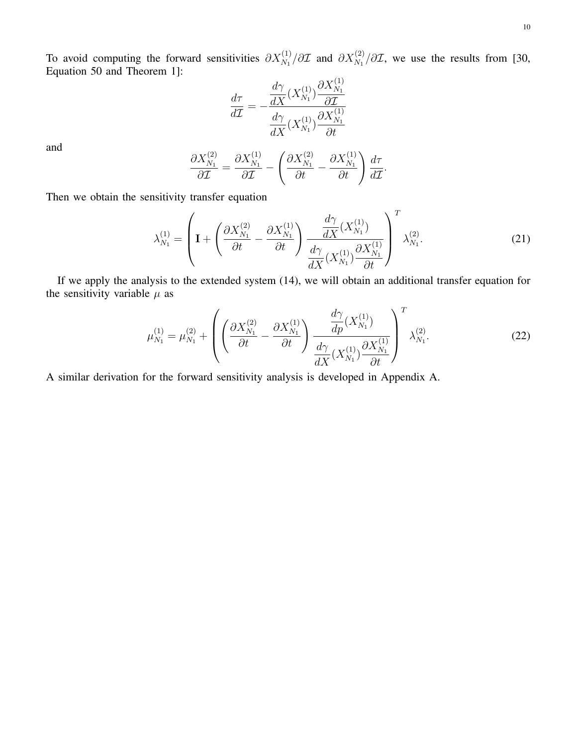To avoid computing the forward sensitivities $\partial X_{N_1}^{(1)}/\partial \mathcal{I}$ and $\partial X_{N_1}^{(2)}/\partial \mathcal{I}$, we use the results from [30, Equation 50 and Theorem 1]:

$$
\frac{d\tau}{d\mathcal{I}} = -\frac{\dfrac{d\gamma}{dX}(X_{N_1}^{(1)})\dfrac{\partial X_{N_1}^{(1)}}{\partial \mathcal{I}}}{\dfrac{d\gamma}{dX}(X_{N_1}^{(1)})\dfrac{\partial X_{N_1}^{(1)}}{\partial t}}
$$

and

$$
\frac{\partial X_{N_1}^{(2)}}{\partial \mathcal{I}} = \frac{\partial X_{N_1}^{(1)}}{\partial \mathcal{I}} - \left( \frac{\partial X_{N_1}^{(2)}}{\partial t} - \frac{\partial X_{N_1}^{(1)}}{\partial t} \right) \frac{d\tau}{d\mathcal{I}}.
$$

Then we obtain the sensitivity transfer equation

$$
\lambda_{N_1}^{(1)} = \left( \mathbf{I} + \left( \frac{\partial X_{N_1}^{(2)}}{\partial t} - \frac{\partial X_{N_1}^{(1)}}{\partial t} \right) \frac{\dfrac{d\gamma}{dX}(X_{N_1}^{(1)})}{\dfrac{d\gamma}{dX}(X_{N_1}^{(1)})\dfrac{\partial X_{N_1}^{(1)}}{\partial t}} \right)^T \lambda_{N_1}^{(2)}. \tag{21}
$$

If we apply the analysis to the extended system (14), we will obtain an additional transfer equation for the sensitivity variable $\mu$ as

$$
\mu_{N_1}^{(1)} = \mu_{N_1}^{(2)} + \left( \left( \frac{\partial X_{N_1}^{(2)}}{\partial t} - \frac{\partial X_{N_1}^{(1)}}{\partial t} \right) \frac{\dfrac{d\gamma}{dp}(X_{N_1}^{(1)})}{\dfrac{d\gamma}{dX}(X_{N_1}^{(1)})\dfrac{\partial X_{N_1}^{(1)}}{\partial t}} \right)^T \lambda_{N_1}^{(2)}. \tag{22}
$$

A similar derivation for the forward sensitivity analysis is developed in Appendix A.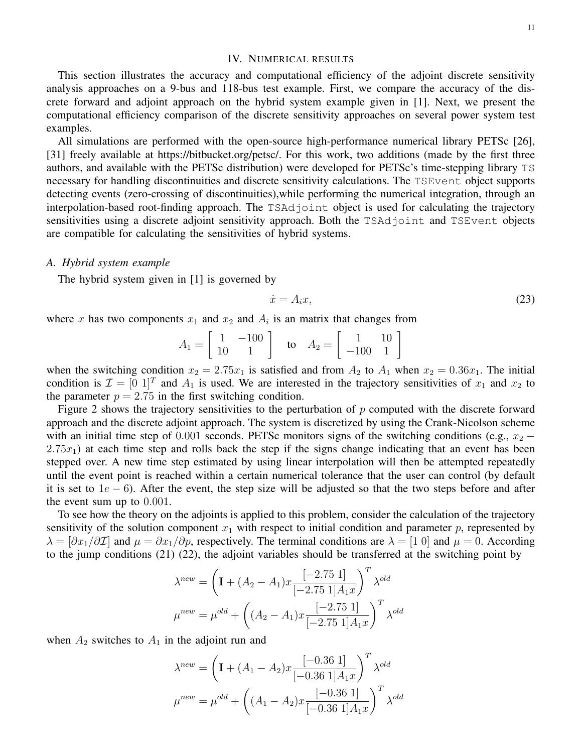## IV. Numerical results

This section illustrates the accuracy and computational efficiency of the adjoint discrete sensitivity analysis approaches on a 9-bus and 118-bus test example. First, we compare the accuracy of the discrete forward and adjoint approach on the hybrid system example given in [1]. Next, we present the computational efficiency comparison of the discrete sensitivity approaches on several power system test examples.

All simulations are performed with the open-source high-performance numerical library PETSc [26], [31] freely available at https://bitbucket.org/petsc/. For this work, two additions (made by the first three authors, and available with the PETSc distribution) were developed for PETSc's time-stepping library `TS` necessary for handling discontinuities and discrete sensitivity calculations. The `TSEvent` object supports detecting events (zero-crossing of discontinuities),while performing the numerical integration, through an interpolation-based root-finding approach. The `TSAdjoint` object is used for calculating the trajectory sensitivities using a discrete adjoint sensitivity approach. Both the `TSAdjoint` and `TSEvent` objects are compatible for calculating the sensitivities of hybrid systems.

### A. Hybrid system example

The hybrid system given in [1] is governed by

$$\dot{x} = A_i x, \tag{23}$$

where $x$ has two components $x_1$ and $x_2$ and $A_i$ is an matrix that changes from

$$A_1 = \begin{bmatrix} 1 & -100 \\ 10 & 1 \end{bmatrix} \quad \text{to} \quad A_2 = \begin{bmatrix} 1 & 10 \\ -100 & 1 \end{bmatrix}$$

when the switching condition $x_2 = 2.75x_1$ is satisfied and from $A_2$ to $A_1$ when $x_2 = 0.36x_1$. The initial condition is $\mathcal{I} = [0\ 1]^T$ and $A_1$ is used. We are interested in the trajectory sensitivities of $x_1$ and $x_2$ to the parameter $p = 2.75$ in the first switching condition.

Figure 2 shows the trajectory sensitivities to the perturbation of $p$ computed with the discrete forward approach and the discrete adjoint approach. The system is discretized by using the Crank-Nicolson scheme with an initial time step of $0.001$ seconds. PETSc monitors signs of the switching conditions (e.g., $x_2 - 2.75x_1$) at each time step and rolls back the step if the signs change indicating that an event has been stepped over. A new time step estimated by using linear interpolation will then be attempted repeatedly until the event point is reached within a certain numerical tolerance that the user can control (by default it is set to $1e-6$). After the event, the step size will be adjusted so that the two steps before and after the event sum up to $0.001$.

To see how the theory on the adjoints is applied to this problem, consider the calculation of the trajectory sensitivity of the solution component $x_1$ with respect to initial condition and parameter $p$, represented by $\lambda = [\partial x_1/\partial \mathcal{I}]$ and $\mu = \partial x_1/\partial p$, respectively. The terminal conditions are $\lambda = [1\ 0]$ and $\mu = 0$. According to the jump conditions (21) (22), the adjoint variables should be transferred at the switching point by

$$\lambda^{new} = \left( \mathbf{I} + (A_2 - A_1)x \frac{[-2.75\ 1]}{[-2.75\ 1]A_1 x} \right)^T \lambda^{old}$$

$$\mu^{new} = \mu^{old} + \left( (A_2 - A_1)x \frac{[-2.75\ 1]}{[-2.75\ 1]A_1 x} \right)^T \lambda^{old}$$

when $A_2$ switches to $A_1$ in the adjoint run and

$$\lambda^{new} = \left( \mathbf{I} + (A_1 - A_2)x \frac{[-0.36\ 1]}{[-0.36\ 1]A_1 x} \right)^T \lambda^{old}$$

$$\mu^{new} = \mu^{old} + \left( (A_1 - A_2)x \frac{[-0.36\ 1]}{[-0.36\ 1]A_1 x} \right)^T \lambda^{old}$$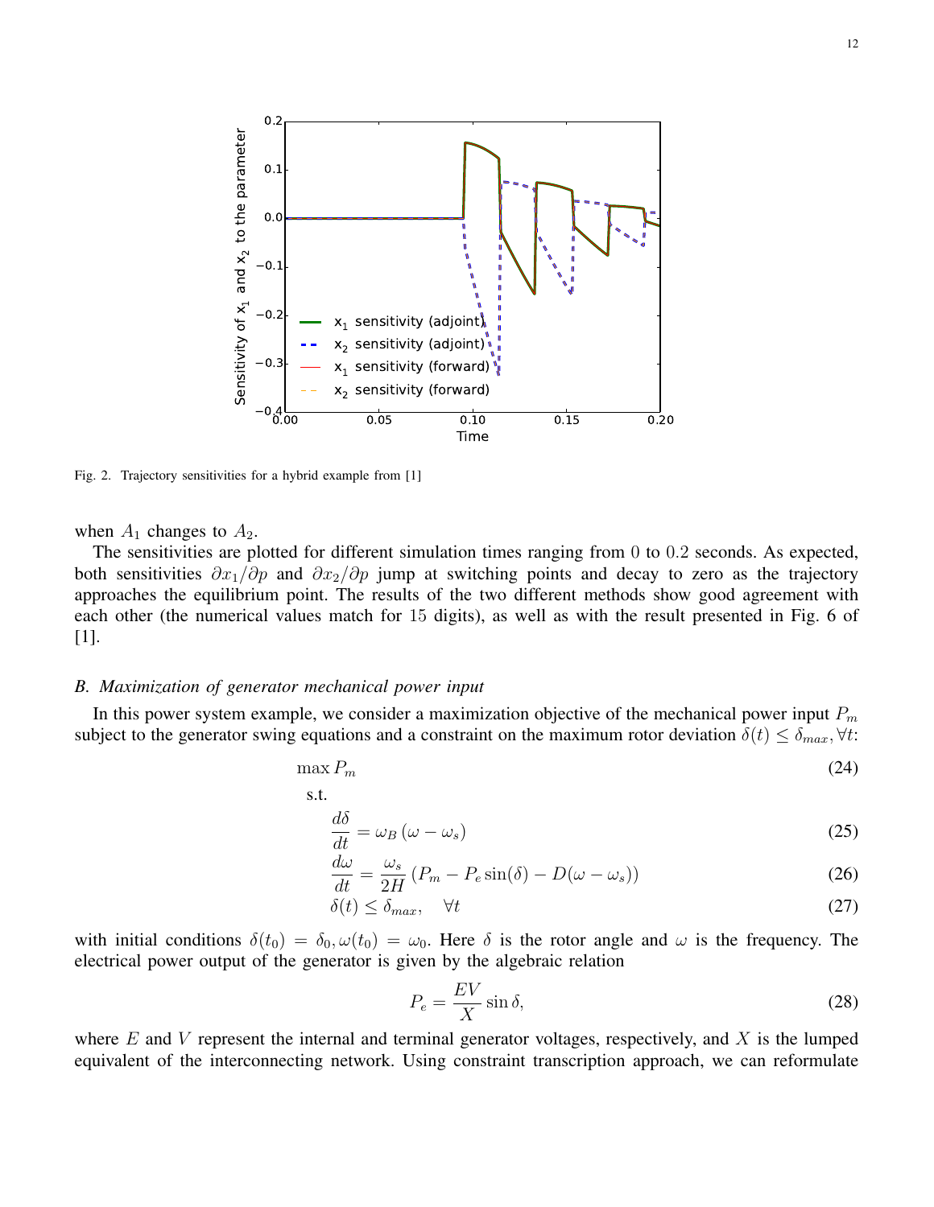Fig. 2. Trajectory sensitivities for a hybrid example from [1]

when $A_1$ changes to $A_2$.

The sensitivities are plotted for different simulation times ranging from 0 to 0.2 seconds. As expected, both sensitivities $\partial x_1/\partial p$ and $\partial x_2/\partial p$ jump at switching points and decay to zero as the trajectory approaches the equilibrium point. The results of the two different methods show good agreement with each other (the numerical values match for 15 digits), as well as with the result presented in Fig. 6 of [1].

### *B. Maximization of generator mechanical power input*

In this power system example, we consider a maximization objective of the mechanical power input $P_m$ subject to the generator swing equations and a constraint on the maximum rotor deviation $\delta(t) \le \delta_{max}, \forall t$:

$$\max P_m \tag{24}$$

s.t.

$$\frac{d\delta}{dt} = \omega_B \left(\omega - \omega_s\right) \tag{25}$$

$$\frac{d\omega}{dt} = \frac{\omega_s}{2H} \left(P_m - P_e \sin(\delta) - D(\omega - \omega_s)\right) \tag{26}$$

$$\delta(t) \le \delta_{max}, \quad \forall t \tag{27}$$

with initial conditions $\delta(t_0) = \delta_0, \omega(t_0) = \omega_0$. Here $\delta$ is the rotor angle and $\omega$ is the frequency. The electrical power output of the generator is given by the algebraic relation

$$P_e = \frac{EV}{X} \sin\delta, \tag{28}$$

where $E$ and $V$ represent the internal and terminal generator voltages, respectively, and $X$ is the lumped equivalent of the interconnecting network. Using constraint transcription approach, we can reformulate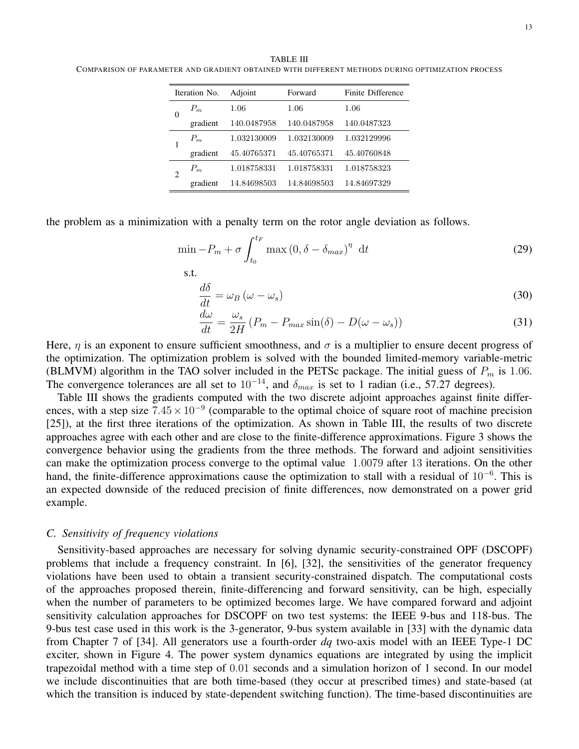TABLE III
COMPARISON OF PARAMETER AND GRADIENT OBTAINED WITH DIFFERENT METHODS DURING OPTIMIZATION PROCESS

| Iteration No. | | Adjoint | Forward | Finite Difference |
|---|---|---|---|---|
| 0 | $P_m$ | 1.06 | 1.06 | 1.06 |
| | gradient | 140.0487958 | 140.0487958 | 140.0487323 |
| 1 | $P_m$ | 1.032130009 | 1.032130009 | 1.032129996 |
| | gradient | 45.40765371 | 45.40765371 | 45.40760848 |
| 2 | $P_m$ | 1.018758331 | 1.018758331 | 1.018758323 |
| | gradient | 14.84698503 | 14.84698503 | 14.84697329 |

the problem as a minimization with a penalty term on the rotor angle deviation as follows.

$$\min -P_m + \sigma \int_{t_0}^{t_F} \max\left(0, \delta - \delta_{max}\right)^{\eta} \, \mathrm{d}t \tag{29}$$

s.t.

$$\frac{d\delta}{dt} = \omega_B \left(\omega - \omega_s\right) \tag{30}$$

$$\frac{d\omega}{dt} = \frac{\omega_s}{2H} \left(P_m - P_{max} \sin(\delta) - D(\omega - \omega_s)\right) \tag{31}$$

Here, $\eta$ is an exponent to ensure sufficient smoothness, and $\sigma$ is a multiplier to ensure decent progress of the optimization. The optimization problem is solved with the bounded limited-memory variable-metric (BLMVM) algorithm in the TAO solver included in the PETSc package. The initial guess of $P_m$ is $1.06$. The convergence tolerances are all set to $10^{-14}$, and $\delta_{max}$ is set to 1 radian (i.e., 57.27 degrees).

Table III shows the gradients computed with the two discrete adjoint approaches against finite differences, with a step size $7.45 \times 10^{-9}$ (comparable to the optimal choice of square root of machine precision [25]), at the first three iterations of the optimization. As shown in Table III, the results of two discrete approaches agree with each other and are close to the finite-difference approximations. Figure 3 shows the convergence behavior using the gradients from the three methods. The forward and adjoint sensitivities can make the optimization process converge to the optimal value $1.0079$ after $13$ iterations. On the other hand, the finite-difference approximations cause the optimization to stall with a residual of $10^{-6}$. This is an expected downside of the reduced precision of finite differences, now demonstrated on a power grid example.

### *C. Sensitivity of frequency violations*

Sensitivity-based approaches are necessary for solving dynamic security-constrained OPF (DSCOPF) problems that include a frequency constraint. In [6], [32], the sensitivities of the generator frequency violations have been used to obtain a transient security-constrained dispatch. The computational costs of the approaches proposed therein, finite-differencing and forward sensitivity, can be high, especially when the number of parameters to be optimized becomes large. We have compared forward and adjoint sensitivity calculation approaches for DSCOPF on two test systems: the IEEE 9-bus and 118-bus. The 9-bus test case used in this work is the 3-generator, 9-bus system available in [33] with the dynamic data from Chapter 7 of [34]. All generators use a fourth-order *dq* two-axis model with an IEEE Type-1 DC exciter, shown in Figure 4. The power system dynamics equations are integrated by using the implicit trapezoidal method with a time step of $0.01$ seconds and a simulation horizon of 1 second. In our model we include discontinuities that are both time-based (they occur at prescribed times) and state-based (at which the transition is induced by state-dependent switching function). The time-based discontinuities are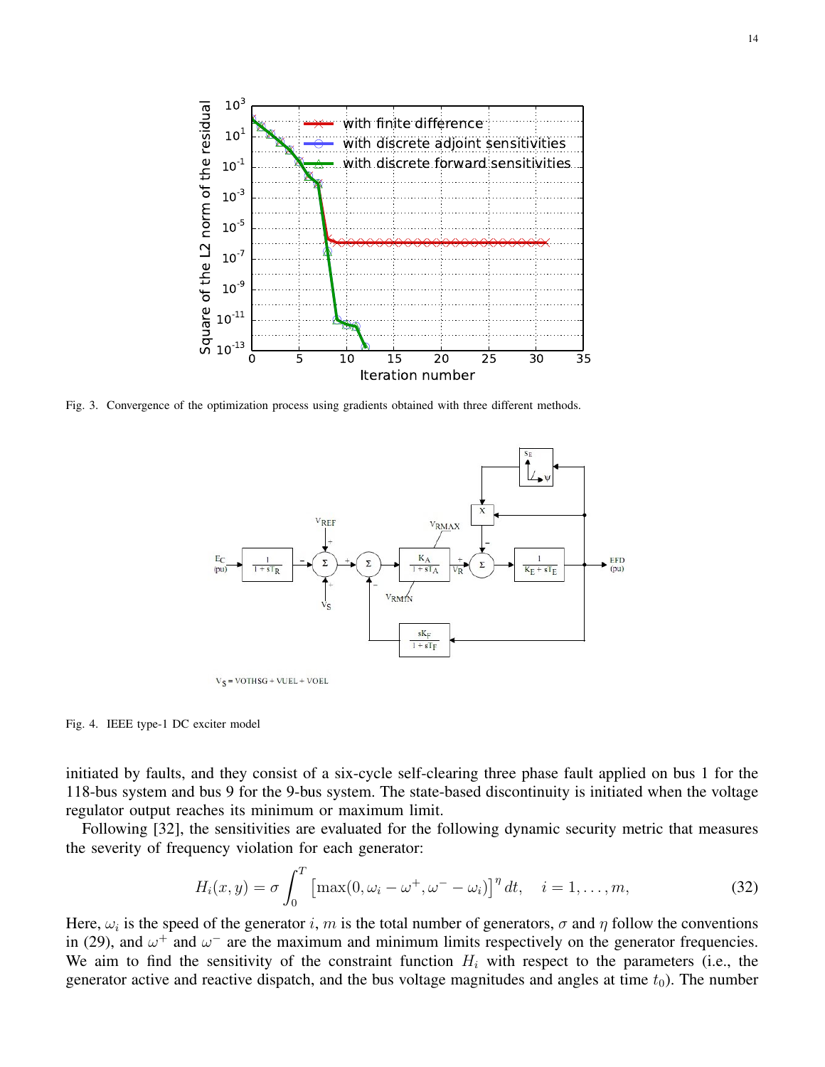Fig. 3. Convergence of the optimization process using gradients obtained with three different methods.

Fig. 4. IEEE type-1 DC exciter model

initiated by faults, and they consist of a six-cycle self-clearing three phase fault applied on bus 1 for the 118-bus system and bus 9 for the 9-bus system. The state-based discontinuity is initiated when the voltage regulator output reaches its minimum or maximum limit.

Following [32], the sensitivities are evaluated for the following dynamic security metric that measures the severity of frequency violation for each generator:

$$H_i(x, y) = \sigma \int_0^T \left[\max(0, \omega_i - \omega^+, \omega^- - \omega_i)\right]^\eta dt, \quad i = 1, \ldots, m, \tag{32}$$

Here, $\omega_i$ is the speed of the generator $i$, $m$ is the total number of generators, $\sigma$ and $\eta$ follow the conventions in (29), and $\omega^+$ and $\omega^-$ are the maximum and minimum limits respectively on the generator frequencies. We aim to find the sensitivity of the constraint function $H_i$ with respect to the parameters (i.e., the generator active and reactive dispatch, and the bus voltage magnitudes and angles at time $t_0$). The number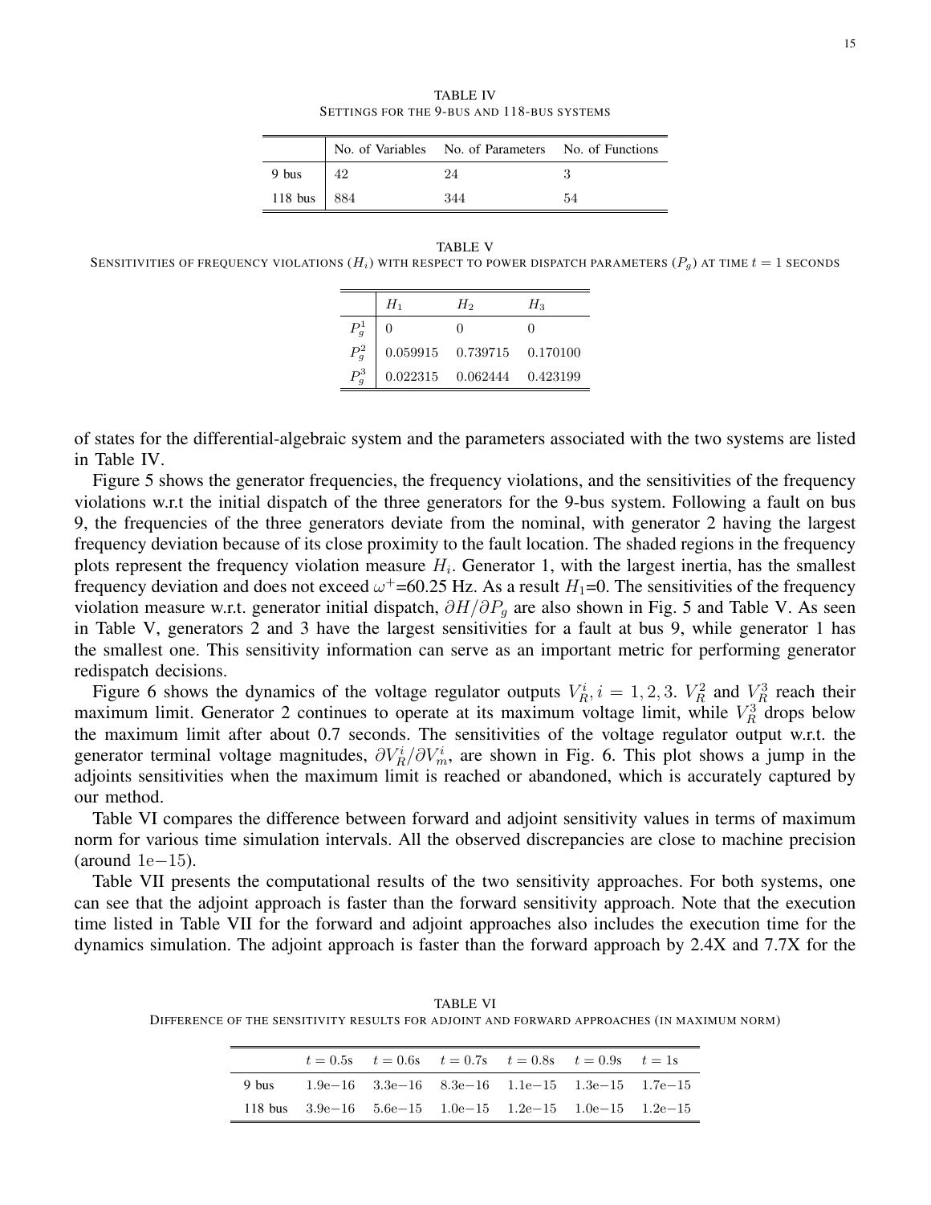TABLE IV
SETTINGS FOR THE 9-BUS AND 118-BUS SYSTEMS

| | No. of Variables | No. of Parameters | No. of Functions |
|---|---|---|---|
| 9 bus | 42 | 24 | 3 |
| 118 bus | 884 | 344 | 54 |

TABLE V
SENSITIVITIES OF FREQUENCY VIOLATIONS ($H_i$) WITH RESPECT TO POWER DISPATCH PARAMETERS ($P_g$) AT TIME $t = 1$ SECONDS

| | $H_1$ | $H_2$ | $H_3$ |
|---|---|---|---|
| $P_g^1$ | 0 | 0 | 0 |
| $P_g^2$ | 0.059915 | 0.739715 | 0.170100 |
| $P_g^3$ | 0.022315 | 0.062444 | 0.423199 |

of states for the differential-algebraic system and the parameters associated with the two systems are listed in Table IV.

Figure 5 shows the generator frequencies, the frequency violations, and the sensitivities of the frequency violations w.r.t the initial dispatch of the three generators for the 9-bus system. Following a fault on bus 9, the frequencies of the three generators deviate from the nominal, with generator 2 having the largest frequency deviation because of its close proximity to the fault location. The shaded regions in the frequency plots represent the frequency violation measure $H_i$. Generator 1, with the largest inertia, has the smallest frequency deviation and does not exceed $\omega^+$=60.25 Hz. As a result $H_1$=0. The sensitivities of the frequency violation measure w.r.t. generator initial dispatch, $\partial H / \partial P_g$ are also shown in Fig. 5 and Table V. As seen in Table V, generators 2 and 3 have the largest sensitivities for a fault at bus 9, while generator 1 has the smallest one. This sensitivity information can serve as an important metric for performing generator redispatch decisions.

Figure 6 shows the dynamics of the voltage regulator outputs $V_R^i, i = 1, 2, 3$. $V_R^2$ and $V_R^3$ reach their maximum limit. Generator 2 continues to operate at its maximum voltage limit, while $V_R^3$ drops below the maximum limit after about 0.7 seconds. The sensitivities of the voltage regulator output w.r.t. the generator terminal voltage magnitudes, $\partial V_R^i / \partial V_m^i$, are shown in Fig. 6. This plot shows a jump in the adjoints sensitivities when the maximum limit is reached or abandoned, which is accurately captured by our method.

Table VI compares the difference between forward and adjoint sensitivity values in terms of maximum norm for various time simulation intervals. All the observed discrepancies are close to machine precision (around $1\mathrm{e}{-15}$).

Table VII presents the computational results of the two sensitivity approaches. For both systems, one can see that the adjoint approach is faster than the forward sensitivity approach. Note that the execution time listed in Table VII for the forward and adjoint approaches also includes the execution time for the dynamics simulation. The adjoint approach is faster than the forward approach by 2.4X and 7.7X for the

TABLE VI
DIFFERENCE OF THE SENSITIVITY RESULTS FOR ADJOINT AND FORWARD APPROACHES (IN MAXIMUM NORM)

| | $t = 0.5$s | $t = 0.6$s | $t = 0.7$s | $t = 0.8$s | $t = 0.9$s | $t = 1$s |
|---|---|---|---|---|---|---|
| 9 bus | 1.9e−16 | 3.3e−16 | 8.3e−16 | 1.1e−15 | 1.3e−15 | 1.7e−15 |
| 118 bus | 3.9e−16 | 5.6e−15 | 1.0e−15 | 1.2e−15 | 1.0e−15 | 1.2e−15 |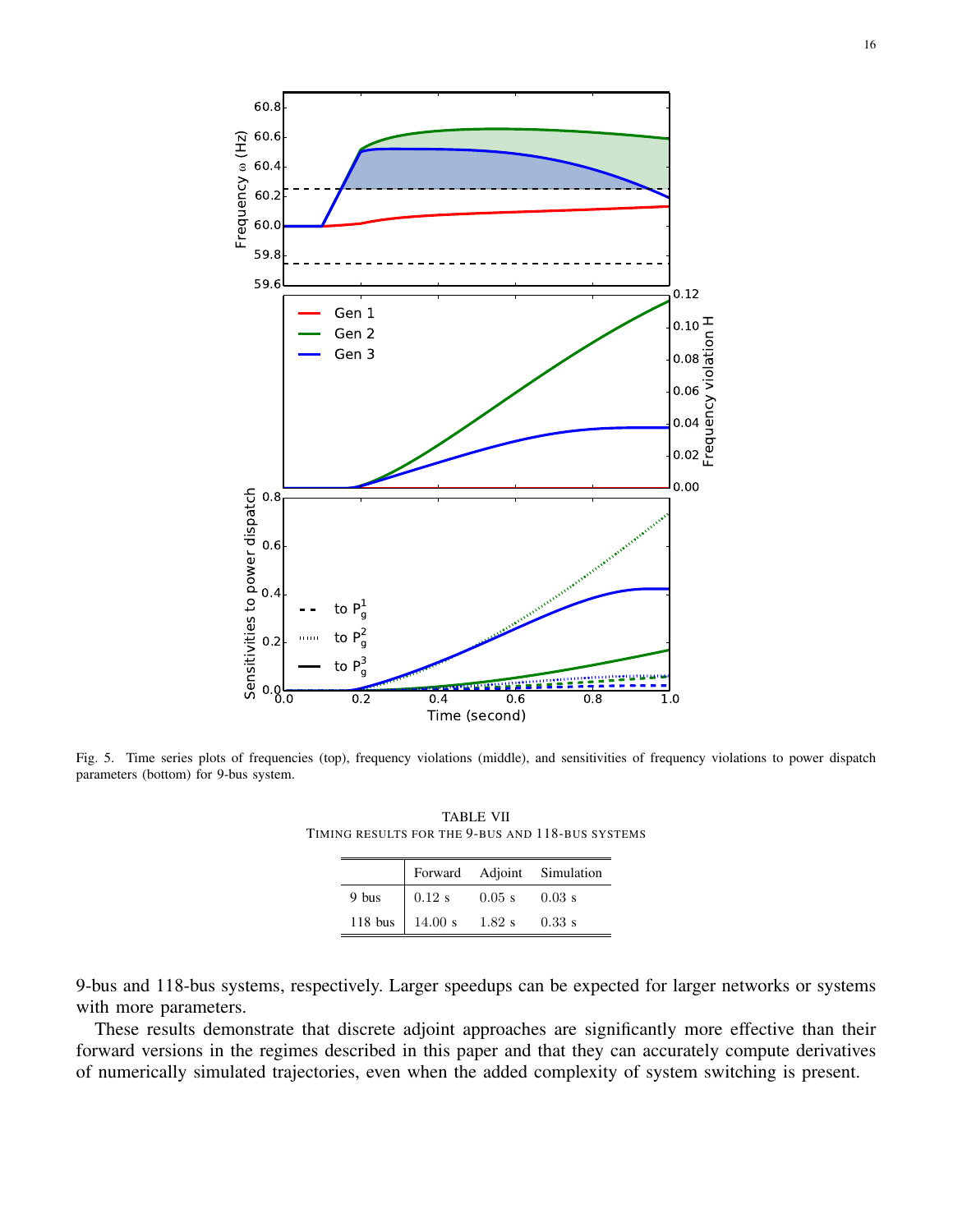Fig. 5. Time series plots of frequencies (top), frequency violations (middle), and sensitivities of frequency violations to power dispatch parameters (bottom) for 9-bus system.

TABLE VII
TIMING RESULTS FOR THE 9-BUS AND 118-BUS SYSTEMS

| | Forward | Adjoint | Simulation |
|---|---|---|---|
| 9 bus | 0.12 s | 0.05 s | 0.03 s |
| 118 bus | 14.00 s | 1.82 s | 0.33 s |

9-bus and 118-bus systems, respectively. Larger speedups can be expected for larger networks or systems with more parameters.

These results demonstrate that discrete adjoint approaches are significantly more effective than their forward versions in the regimes described in this paper and that they can accurately compute derivatives of numerically simulated trajectories, even when the added complexity of system switching is present.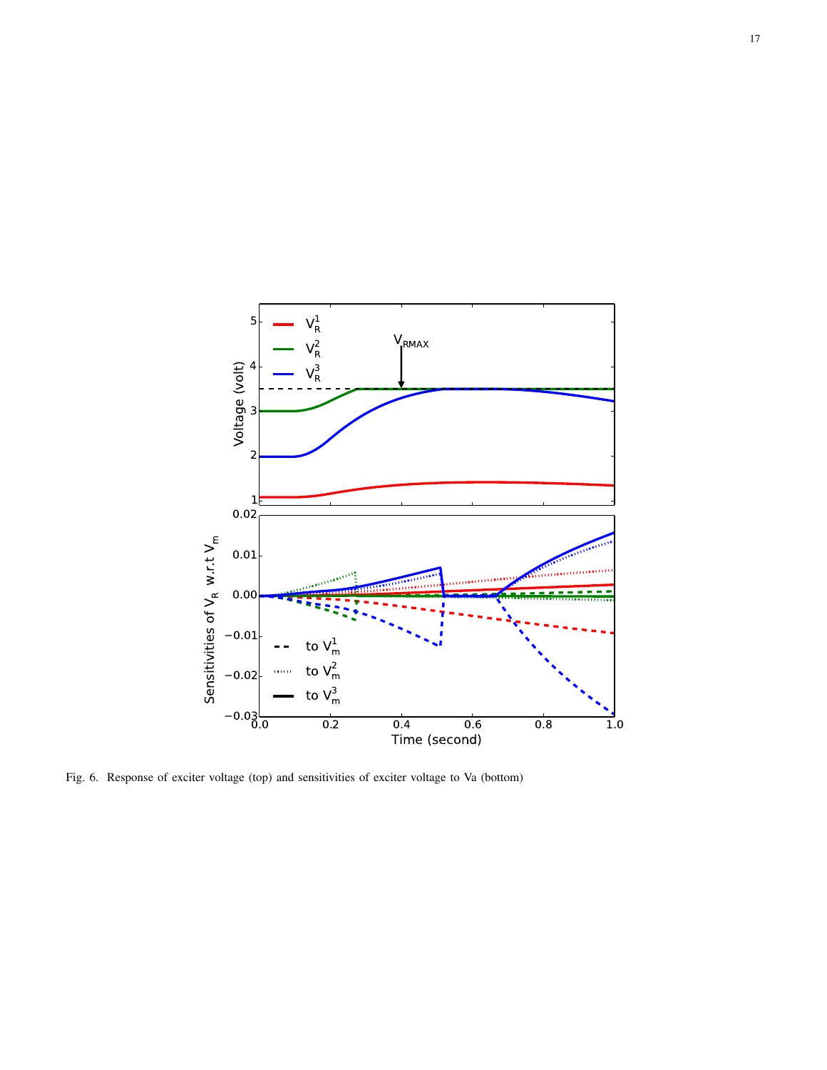Fig. 6. Response of exciter voltage (top) and sensitivities of exciter voltage to Va (bottom)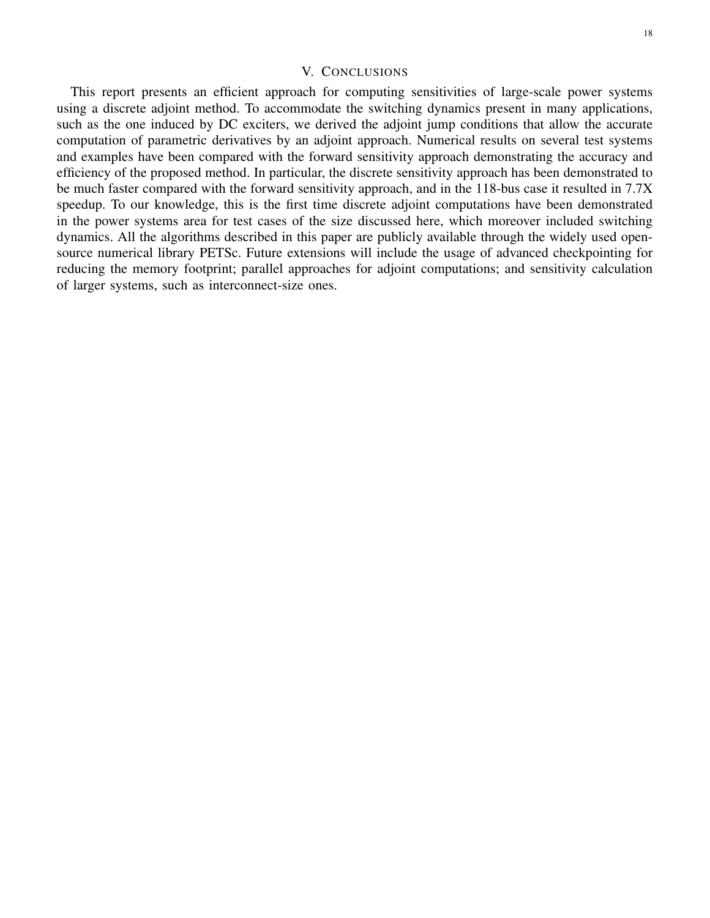## V. CONCLUSIONS

This report presents an efficient approach for computing sensitivities of large-scale power systems using a discrete adjoint method. To accommodate the switching dynamics present in many applications, such as the one induced by DC exciters, we derived the adjoint jump conditions that allow the accurate computation of parametric derivatives by an adjoint approach. Numerical results on several test systems and examples have been compared with the forward sensitivity approach demonstrating the accuracy and efficiency of the proposed method. In particular, the discrete sensitivity approach has been demonstrated to be much faster compared with the forward sensitivity approach, and in the 118-bus case it resulted in 7.7X speedup. To our knowledge, this is the first time discrete adjoint computations have been demonstrated in the power systems area for test cases of the size discussed here, which moreover included switching dynamics. All the algorithms described in this paper are publicly available through the widely used open-source numerical library PETSc. Future extensions will include the usage of advanced checkpointing for reducing the memory footprint; parallel approaches for adjoint computations; and sensitivity calculation of larger systems, such as interconnect-size ones.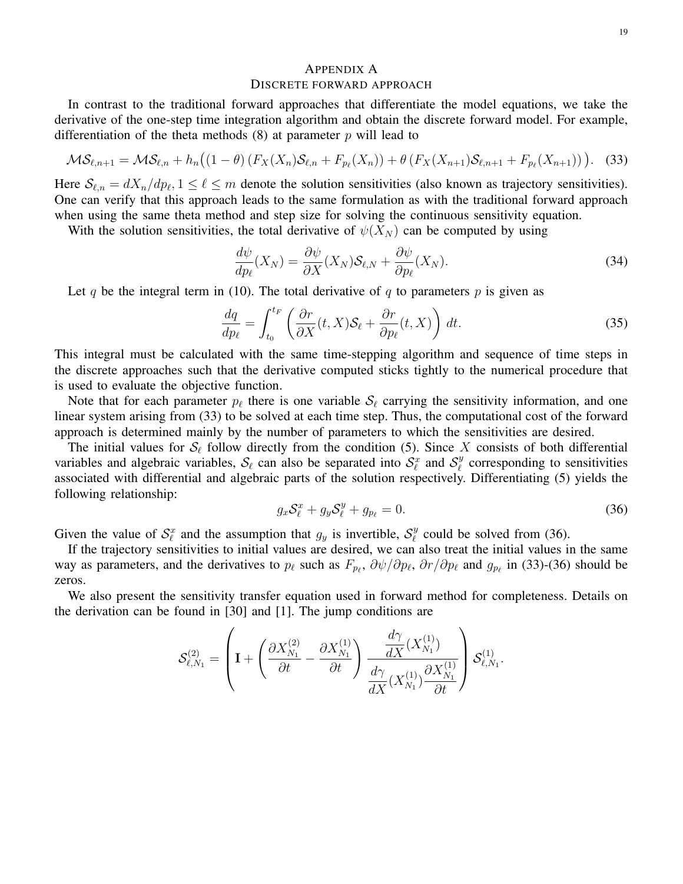# APPENDIX A
## DISCRETE FORWARD APPROACH

In contrast to the traditional forward approaches that differentiate the model equations, we take the derivative of the one-step time integration algorithm and obtain the discrete forward model. For example, differentiation of the theta methods (8) at parameter $p$ will lead to

$$\mathcal{M}\mathcal{S}_{\ell,n+1} = \mathcal{M}\mathcal{S}_{\ell,n} + h_n\big((1-\theta)\left(F_X(X_n)\mathcal{S}_{\ell,n} + F_{p_\ell}(X_n)\right) + \theta\left(F_X(X_{n+1})\mathcal{S}_{\ell,n+1} + F_{p_\ell}(X_{n+1})\right)\big). \quad (33)$$

Here $\mathcal{S}_{\ell,n} = dX_n/dp_\ell, 1 \le \ell \le m$ denote the solution sensitivities (also known as trajectory sensitivities). One can verify that this approach leads to the same formulation as with the traditional forward approach when using the same theta method and step size for solving the continuous sensitivity equation.

With the solution sensitivities, the total derivative of $\psi(X_N)$ can be computed by using

$$\frac{d\psi}{dp_\ell}(X_N) = \frac{\partial \psi}{\partial X}(X_N)\mathcal{S}_{\ell,N} + \frac{\partial \psi}{\partial p_\ell}(X_N). \quad (34)$$

Let $q$ be the integral term in (10). The total derivative of $q$ to parameters $p$ is given as

$$\frac{dq}{dp_\ell} = \int_{t_0}^{t_F} \left( \frac{\partial r}{\partial X}(t,X)\mathcal{S}_\ell + \frac{\partial r}{\partial p_\ell}(t,X) \right) dt. \quad (35)$$

This integral must be calculated with the same time-stepping algorithm and sequence of time steps in the discrete approaches such that the derivative computed sticks tightly to the numerical procedure that is used to evaluate the objective function.

Note that for each parameter $p_\ell$ there is one variable $\mathcal{S}_\ell$ carrying the sensitivity information, and one linear system arising from (33) to be solved at each time step. Thus, the computational cost of the forward approach is determined mainly by the number of parameters to which the sensitivities are desired.

The initial values for $\mathcal{S}_\ell$ follow directly from the condition (5). Since $X$ consists of both differential variables and algebraic variables, $\mathcal{S}_\ell$ can also be separated into $\mathcal{S}_\ell^x$ and $\mathcal{S}_\ell^y$ corresponding to sensitivities associated with differential and algebraic parts of the solution respectively. Differentiating (5) yields the following relationship:

$$g_x\mathcal{S}_\ell^x + g_y\mathcal{S}_\ell^y + g_{p_\ell} = 0. \quad (36)$$

Given the value of $\mathcal{S}_\ell^x$ and the assumption that $g_y$ is invertible, $\mathcal{S}_\ell^y$ could be solved from (36).

If the trajectory sensitivities to initial values are desired, we can also treat the initial values in the same way as parameters, and the derivatives to $p_\ell$ such as $F_{p_\ell}$, $\partial\psi/\partial p_\ell$, $\partial r/\partial p_\ell$ and $g_{p_\ell}$ in (33)-(36) should be zeros.

We also present the sensitivity transfer equation used in forward method for completeness. Details on the derivation can be found in [30] and [1]. The jump conditions are

$$\mathcal{S}_{\ell,N_1}^{(2)} = \left( \mathbf{I} + \left( \frac{\partial X_{N_1}^{(2)}}{\partial t} - \frac{\partial X_{N_1}^{(1)}}{\partial t} \right) \frac{\dfrac{d\gamma}{dX}(X_{N_1}^{(1)})}{\dfrac{d\gamma}{dX}(X_{N_1}^{(1)})\dfrac{\partial X_{N_1}^{(1)}}{\partial t}} \right) \mathcal{S}_{\ell,N_1}^{(1)}.$$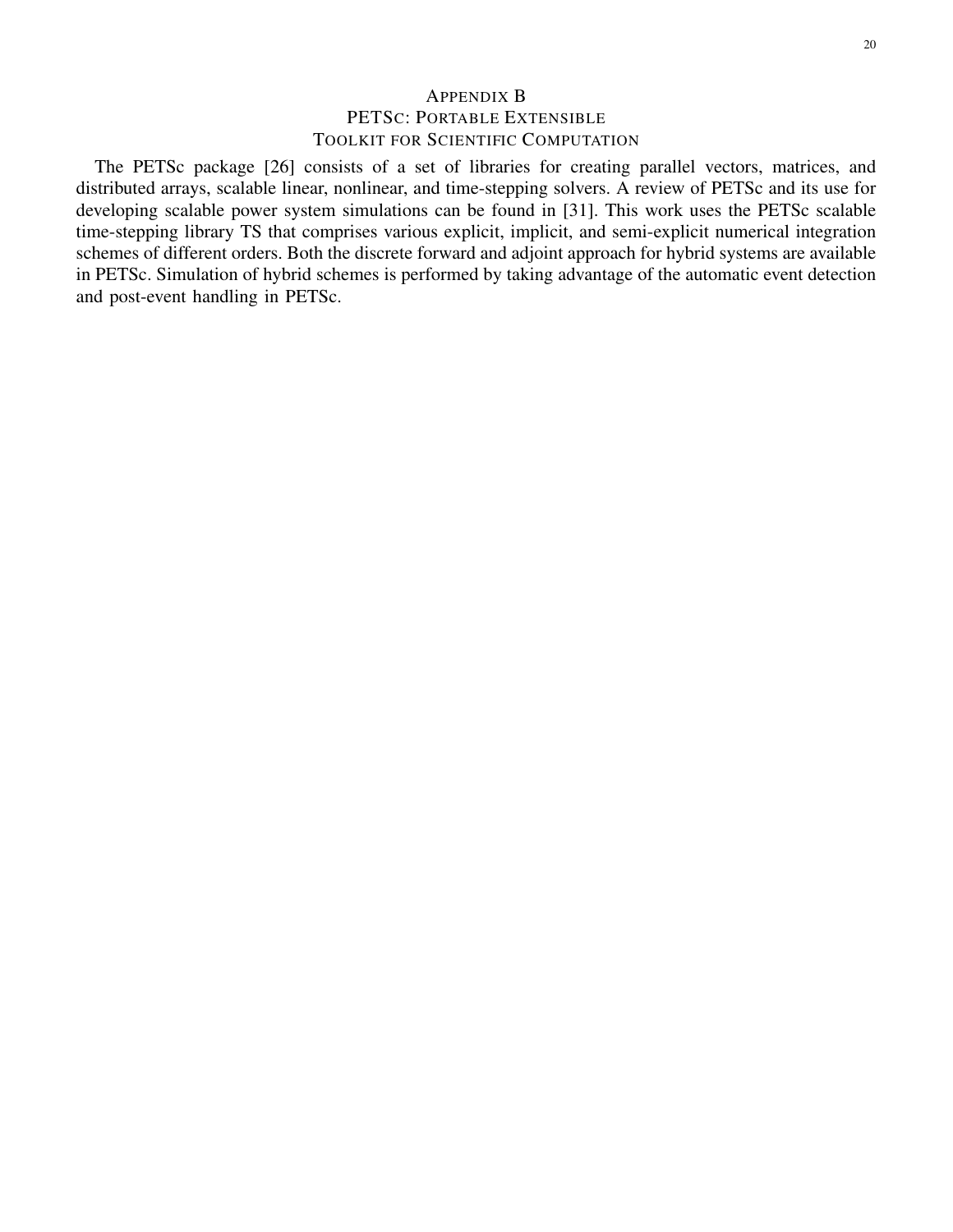## Appendix B
## PETSc: Portable Extensible Toolkit for Scientific Computation

The PETSc package [26] consists of a set of libraries for creating parallel vectors, matrices, and distributed arrays, scalable linear, nonlinear, and time-stepping solvers. A review of PETSc and its use for developing scalable power system simulations can be found in [31]. This work uses the PETSc scalable time-stepping library TS that comprises various explicit, implicit, and semi-explicit numerical integration schemes of different orders. Both the discrete forward and adjoint approach for hybrid systems are available in PETSc. Simulation of hybrid schemes is performed by taking advantage of the automatic event detection and post-event handling in PETSc.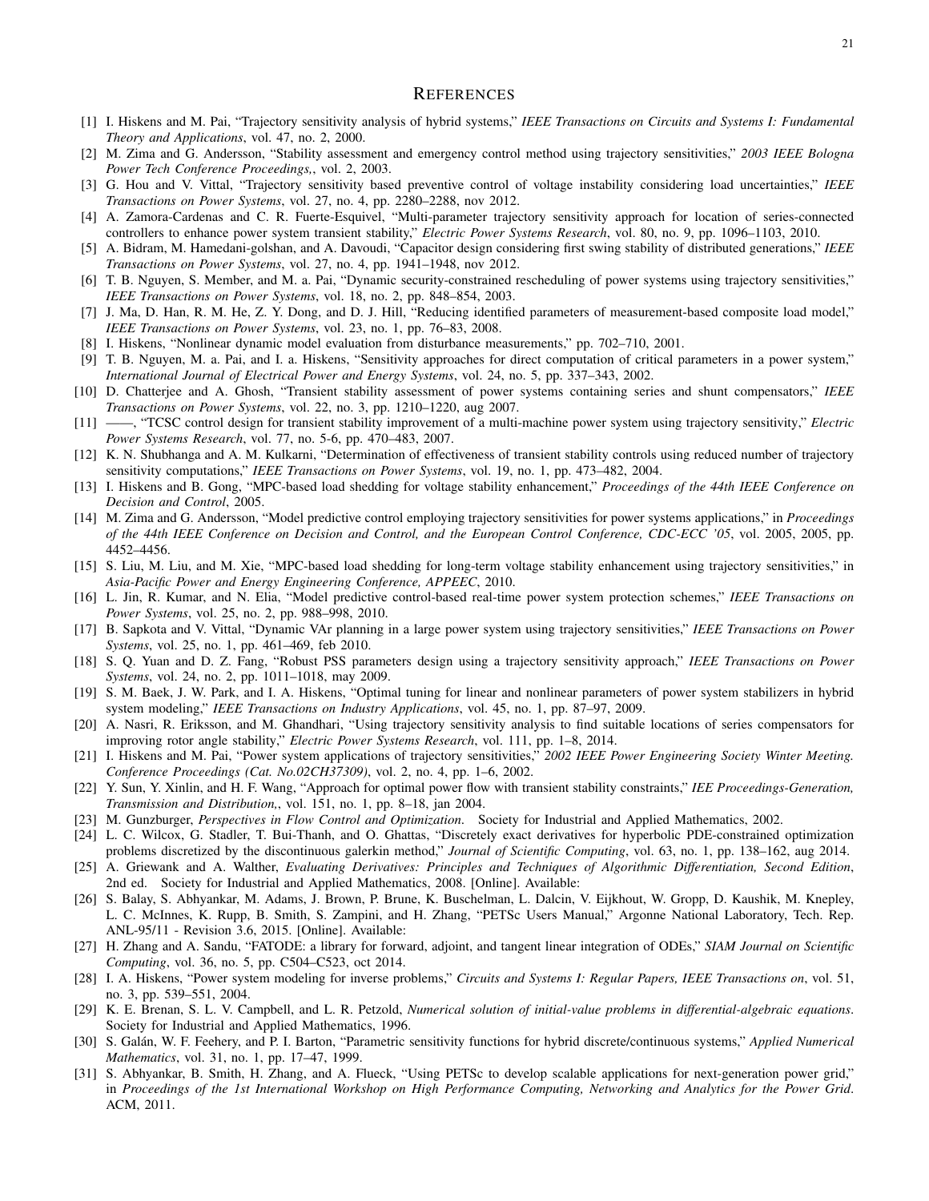# REFERENCES

[1] I. Hiskens and M. Pai, "Trajectory sensitivity analysis of hybrid systems," *IEEE Transactions on Circuits and Systems I: Fundamental Theory and Applications*, vol. 47, no. 2, 2000.

[2] M. Zima and G. Andersson, "Stability assessment and emergency control method using trajectory sensitivities," *2003 IEEE Bologna Power Tech Conference Proceedings,*, vol. 2, 2003.

[3] G. Hou and V. Vittal, "Trajectory sensitivity based preventive control of voltage instability considering load uncertainties," *IEEE Transactions on Power Systems*, vol. 27, no. 4, pp. 2280–2288, nov 2012.

[4] A. Zamora-Cardenas and C. R. Fuerte-Esquivel, "Multi-parameter trajectory sensitivity approach for location of series-connected controllers to enhance power system transient stability," *Electric Power Systems Research*, vol. 80, no. 9, pp. 1096–1103, 2010.

[5] A. Bidram, M. Hamedani-golshan, and A. Davoudi, "Capacitor design considering first swing stability of distributed generations," *IEEE Transactions on Power Systems*, vol. 27, no. 4, pp. 1941–1948, nov 2012.

[6] T. B. Nguyen, S. Member, and M. a. Pai, "Dynamic security-constrained rescheduling of power systems using trajectory sensitivities," *IEEE Transactions on Power Systems*, vol. 18, no. 2, pp. 848–854, 2003.

[7] J. Ma, D. Han, R. M. He, Z. Y. Dong, and D. J. Hill, "Reducing identified parameters of measurement-based composite load model," *IEEE Transactions on Power Systems*, vol. 23, no. 1, pp. 76–83, 2008.

[8] I. Hiskens, "Nonlinear dynamic model evaluation from disturbance measurements," pp. 702–710, 2001.

[9] T. B. Nguyen, M. a. Pai, and I. a. Hiskens, "Sensitivity approaches for direct computation of critical parameters in a power system," *International Journal of Electrical Power and Energy Systems*, vol. 24, no. 5, pp. 337–343, 2002.

[10] D. Chatterjee and A. Ghosh, "Transient stability assessment of power systems containing series and shunt compensators," *IEEE Transactions on Power Systems*, vol. 22, no. 3, pp. 1210–1220, aug 2007.

[11] ——, "TCSC control design for transient stability improvement of a multi-machine power system using trajectory sensitivity," *Electric Power Systems Research*, vol. 77, no. 5-6, pp. 470–483, 2007.

[12] K. N. Shubhanga and A. M. Kulkarni, "Determination of effectiveness of transient stability controls using reduced number of trajectory sensitivity computations," *IEEE Transactions on Power Systems*, vol. 19, no. 1, pp. 473–482, 2004.

[13] I. Hiskens and B. Gong, "MPC-based load shedding for voltage stability enhancement," *Proceedings of the 44th IEEE Conference on Decision and Control*, 2005.

[14] M. Zima and G. Andersson, "Model predictive control employing trajectory sensitivities for power systems applications," in *Proceedings of the 44th IEEE Conference on Decision and Control, and the European Control Conference, CDC-ECC '05*, vol. 2005, 2005, pp. 4452–4456.

[15] S. Liu, M. Liu, and M. Xie, "MPC-based load shedding for long-term voltage stability enhancement using trajectory sensitivities," in *Asia-Pacific Power and Energy Engineering Conference, APPEEC*, 2010.

[16] L. Jin, R. Kumar, and N. Elia, "Model predictive control-based real-time power system protection schemes," *IEEE Transactions on Power Systems*, vol. 25, no. 2, pp. 988–998, 2010.

[17] B. Sapkota and V. Vittal, "Dynamic VAr planning in a large power system using trajectory sensitivities," *IEEE Transactions on Power Systems*, vol. 25, no. 1, pp. 461–469, feb 2010.

[18] S. Q. Yuan and D. Z. Fang, "Robust PSS parameters design using a trajectory sensitivity approach," *IEEE Transactions on Power Systems*, vol. 24, no. 2, pp. 1011–1018, may 2009.

[19] S. M. Baek, J. W. Park, and I. A. Hiskens, "Optimal tuning for linear and nonlinear parameters of power system stabilizers in hybrid system modeling," *IEEE Transactions on Industry Applications*, vol. 45, no. 1, pp. 87–97, 2009.

[20] A. Nasri, R. Eriksson, and M. Ghandhari, "Using trajectory sensitivity analysis to find suitable locations of series compensators for improving rotor angle stability," *Electric Power Systems Research*, vol. 111, pp. 1–8, 2014.

[21] I. Hiskens and M. Pai, "Power system applications of trajectory sensitivities," *2002 IEEE Power Engineering Society Winter Meeting. Conference Proceedings (Cat. No.02CH37309)*, vol. 2, no. 4, pp. 1–6, 2002.

[22] Y. Sun, Y. Xinlin, and H. F. Wang, "Approach for optimal power flow with transient stability constraints," *IEE Proceedings-Generation, Transmission and Distribution,*, vol. 151, no. 1, pp. 8–18, jan 2004.

[23] M. Gunzburger, *Perspectives in Flow Control and Optimization*. Society for Industrial and Applied Mathematics, 2002.

[24] L. C. Wilcox, G. Stadler, T. Bui-Thanh, and O. Ghattas, "Discretely exact derivatives for hyperbolic PDE-constrained optimization problems discretized by the discontinuous galerkin method," *Journal of Scientific Computing*, vol. 63, no. 1, pp. 138–162, aug 2014.

[25] A. Griewank and A. Walther, *Evaluating Derivatives: Principles and Techniques of Algorithmic Differentiation, Second Edition*, 2nd ed. Society for Industrial and Applied Mathematics, 2008. [Online]. Available:

[26] S. Balay, S. Abhyankar, M. Adams, J. Brown, P. Brune, K. Buschelman, L. Dalcin, V. Eijkhout, W. Gropp, D. Kaushik, M. Knepley, L. C. McInnes, K. Rupp, B. Smith, S. Zampini, and H. Zhang, "PETSc Users Manual," Argonne National Laboratory, Tech. Rep. ANL-95/11 - Revision 3.6, 2015. [Online]. Available:

[27] H. Zhang and A. Sandu, "FATODE: a library for forward, adjoint, and tangent linear integration of ODEs," *SIAM Journal on Scientific Computing*, vol. 36, no. 5, pp. C504–C523, oct 2014.

[28] I. A. Hiskens, "Power system modeling for inverse problems," *Circuits and Systems I: Regular Papers, IEEE Transactions on*, vol. 51, no. 3, pp. 539–551, 2004.

[29] K. E. Brenan, S. L. V. Campbell, and L. R. Petzold, *Numerical solution of initial-value problems in differential-algebraic equations*. Society for Industrial and Applied Mathematics, 1996.

[30] S. Galán, W. F. Feehery, and P. I. Barton, "Parametric sensitivity functions for hybrid discrete/continuous systems," *Applied Numerical Mathematics*, vol. 31, no. 1, pp. 17–47, 1999.

[31] S. Abhyankar, B. Smith, H. Zhang, and A. Flueck, "Using PETSc to develop scalable applications for next-generation power grid," in *Proceedings of the 1st International Workshop on High Performance Computing, Networking and Analytics for the Power Grid*. ACM, 2011.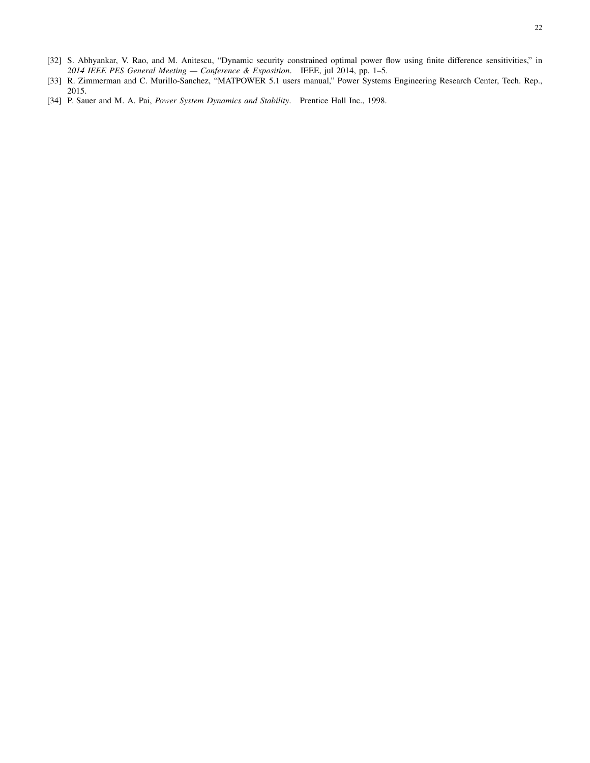[32] S. Abhyankar, V. Rao, and M. Anitescu, "Dynamic security constrained optimal power flow using finite difference sensitivities," in *2014 IEEE PES General Meeting — Conference & Exposition*. IEEE, jul 2014, pp. 1–5.

[33] R. Zimmerman and C. Murillo-Sanchez, "MATPOWER 5.1 users manual," Power Systems Engineering Research Center, Tech. Rep., 2015.

[34] P. Sauer and M. A. Pai, *Power System Dynamics and Stability*. Prentice Hall Inc., 1998.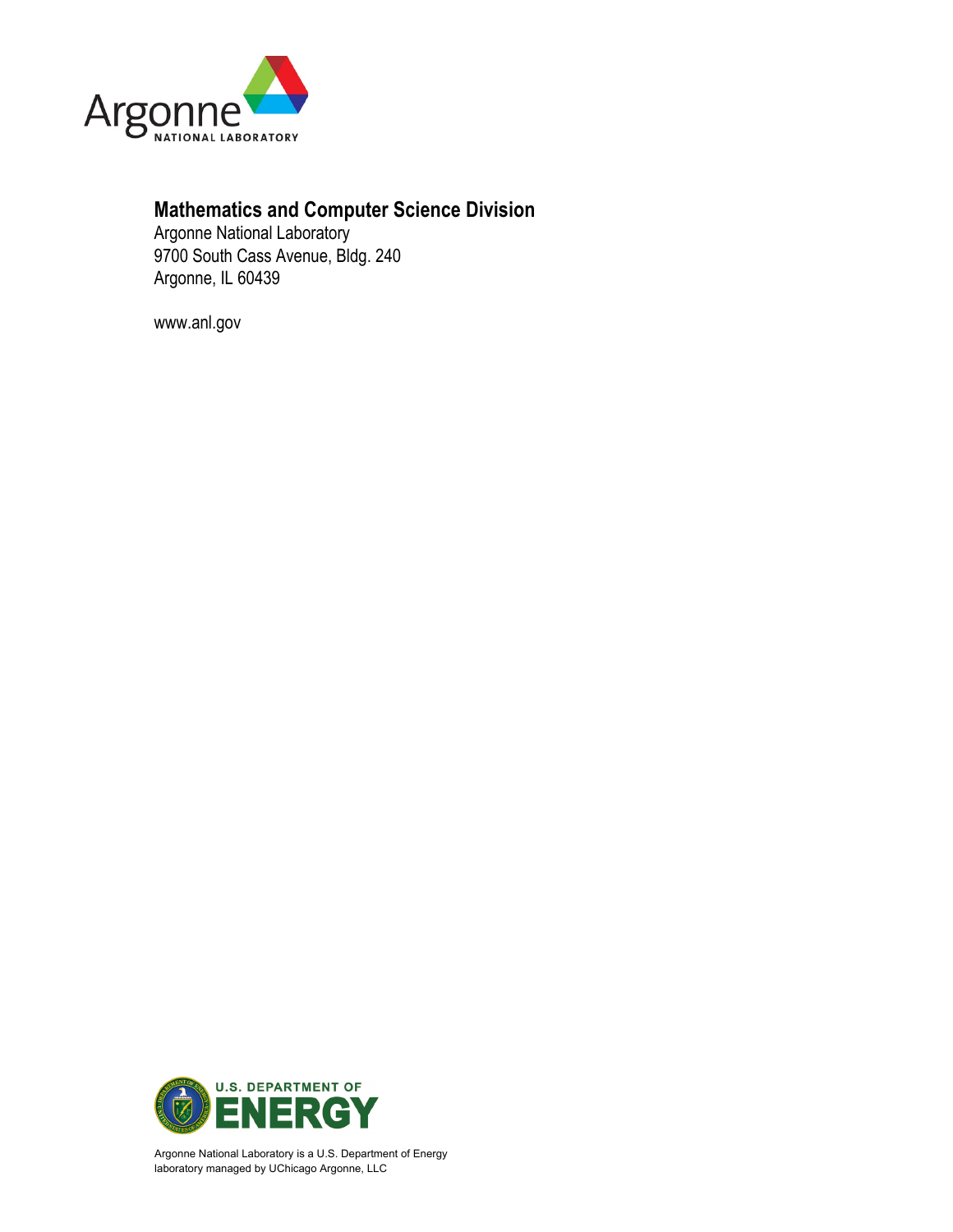**Mathematics and Computer Science Division**
Argonne National Laboratory
9700 South Cass Avenue, Bldg. 240
Argonne, IL 60439

www.anl.gov

Argonne National Laboratory is a U.S. Department of Energy laboratory managed by UChicago Argonne, LLC